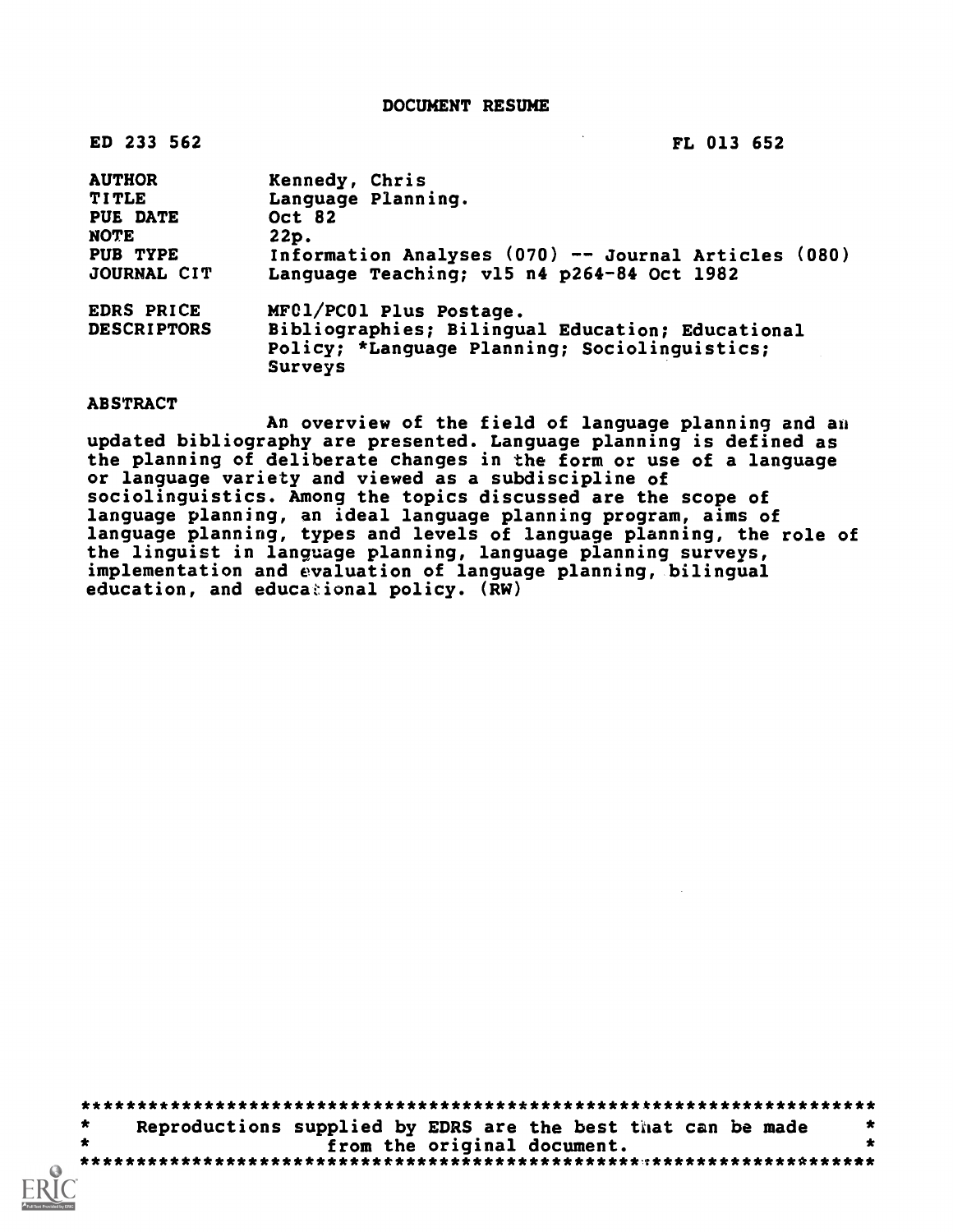# DOCUMENT RESUME

ED 233 562 FL 013 652

| | |
|---|---|
| AUTHOR | Kennedy, Chris |
| TITLE | Language Planning. |
| PUB DATE | Oct 82 |
| NOTE | 22p. |
| PUB TYPE | Information Analyses (070) -- Journal Articles (080) |
| JOURNAL CIT | Language Teaching; v15 n4 p264-84 Oct 1982 |
| EDRS PRICE | MF01/PC01 Plus Postage. |
| DESCRIPTORS | Bibliographies; Bilingual Education; Educational Policy; *Language Planning; Sociolinguistics; Surveys |

## ABSTRACT

An overview of the field of language planning and an updated bibliography are presented. Language planning is defined as the planning of deliberate changes in the form or use of a language or language variety and viewed as a subdiscipline of sociolinguistics. Among the topics discussed are the scope of language planning, an ideal language planning program, aims of language planning, types and levels of language planning, the role of the linguist in language planning, language planning surveys, implementation and evaluation of language planning, bilingual education, and educational policy. (RW)

***********************************************************************
* Reproductions supplied by EDRS are the best that can be made *
* from the original document. *
***********************************************************************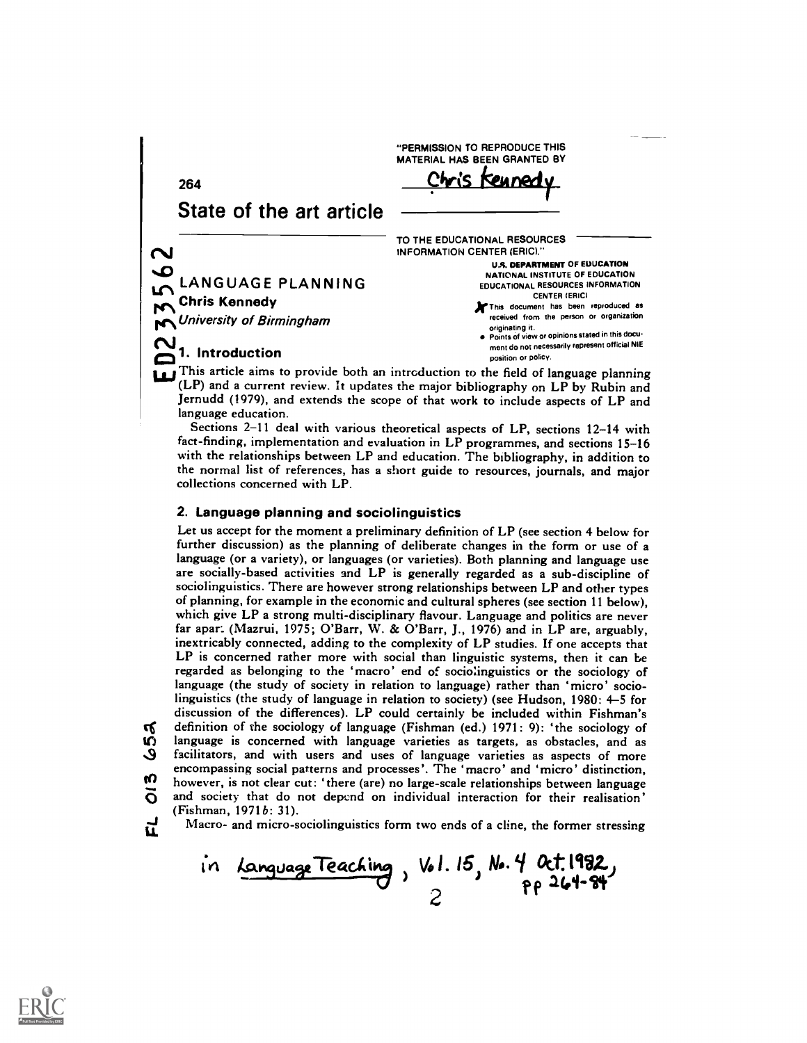"PERMISSION TO REPRODUCE THIS MATERIAL HAS BEEN GRANTED BY

Chris Kennedy

TO THE EDUCATIONAL RESOURCES INFORMATION CENTER (ERIC)."

U.S. DEPARTMENT OF EDUCATION
NATIONAL INSTITUTE OF EDUCATION
EDUCATIONAL RESOURCES INFORMATION CENTER (ERIC)

- This document has been reproduced as received from the person or organization originating it.
- Points of view or opinions stated in this document do not necessarily represent official NIE position or policy.

ED233562

## State of the art article

# LANGUAGE PLANNING

**Chris Kennedy**

*University of Birmingham*

## 1. Introduction

This article aims to provide both an introduction to the field of language planning (LP) and a current review. It updates the major bibliography on LP by Rubin and Jernudd (1979), and extends the scope of that work to include aspects of LP and language education.

Sections 2–11 deal with various theoretical aspects of LP, sections 12–14 with fact-finding, implementation and evaluation in LP programmes, and sections 15–16 with the relationships between LP and education. The bibliography, in addition to the normal list of references, has a short guide to resources, journals, and major collections concerned with LP.

## 2. Language planning and sociolinguistics

Let us accept for the moment a preliminary definition of LP (see section 4 below for further discussion) as the planning of deliberate changes in the form or use of a language (or a variety), or languages (or varieties). Both planning and language use are socially-based activities and LP is generally regarded as a sub-discipline of sociolinguistics. There are however strong relationships between LP and other types of planning, for example in the economic and cultural spheres (see section 11 below), which give LP a strong multi-disciplinary flavour. Language and politics are never far apart (Mazrui, 1975; O'Barr, W. & O'Barr, J., 1976) and in LP are, arguably, inextricably connected, adding to the complexity of LP studies. If one accepts that LP is concerned rather more with social than linguistic systems, then it can be regarded as belonging to the 'macro' end of sociolinguistics or the sociology of language (the study of society in relation to language) rather than 'micro' sociolinguistics (the study of language in relation to society) (see Hudson, 1980: 4–5 for discussion of the differences). LP could certainly be included within Fishman's definition of the sociology of language (Fishman (ed.) 1971: 9): 'the sociology of language is concerned with language varieties as targets, as obstacles, and as facilitators, and with users and uses of language varieties as aspects of more encompassing social patterns and processes'. The 'macro' and 'micro' distinction, however, is not clear cut: 'there (are) no large-scale relationships between language and society that do not depend on individual interaction for their realisation' (Fishman, 1971*b*: 31).

Macro- and micro-sociolinguistics form two ends of a cline, the former stressing

FL 013 653

in *Language Teaching*, Vol. 15, No. 4 Oct. 1982, pp 264-84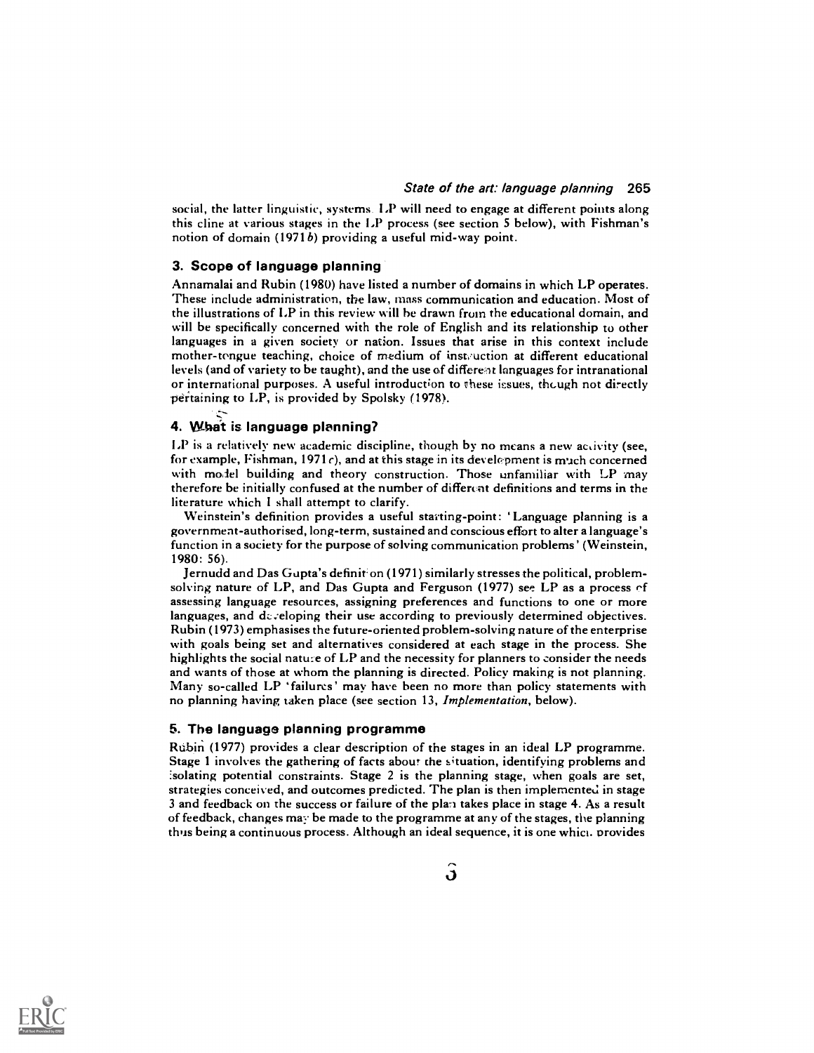social, the latter linguistic, systems. LP will need to engage at different points along this cline at various stages in the LP process (see section 5 below), with Fishman's notion of domain (1971*b*) providing a useful mid-way point.

### 3. Scope of language planning

Annamalai and Rubin (1980) have listed a number of domains in which LP operates. These include administration, the law, mass communication and education. Most of the illustrations of LP in this review will be drawn from the educational domain, and will be specifically concerned with the role of English and its relationship to other languages in a given society or nation. Issues that arise in this context include mother-tongue teaching, choice of medium of instruction at different educational levels (and of variety to be taught), and the use of different languages for intranational or international purposes. A useful introduction to these issues, though not directly pertaining to LP, is provided by Spolsky (1978).

### 4. What is language planning?

LP is a relatively new academic discipline, though by no means a new activity (see, for example, Fishman, 1971*c*), and at this stage in its development is much concerned with model building and theory construction. Those unfamiliar with LP may therefore be initially confused at the number of different definitions and terms in the literature which I shall attempt to clarify.

Weinstein's definition provides a useful starting-point: 'Language planning is a government-authorised, long-term, sustained and conscious effort to alter a language's function in a society for the purpose of solving communication problems' (Weinstein, 1980: 56).

Jernudd and Das Gupta's definition (1971) similarly stresses the political, problem-solving nature of LP, and Das Gupta and Ferguson (1977) see LP as a process of assessing language resources, assigning preferences and functions to one or more languages, and developing their use according to previously determined objectives. Rubin (1973) emphasises the future-oriented problem-solving nature of the enterprise with goals being set and alternatives considered at each stage in the process. She highlights the social nature of LP and the necessity for planners to consider the needs and wants of those at whom the planning is directed. Policy making is not planning. Many so-called LP 'failures' may have been no more than policy statements with no planning having taken place (see section 13, *Implementation*, below).

### 5. The language planning programme

Rubin (1977) provides a clear description of the stages in an ideal LP programme. Stage 1 involves the gathering of facts about the situation, identifying problems and isolating potential constraints. Stage 2 is the planning stage, when goals are set, strategies conceived, and outcomes predicted. The plan is then implemented in stage 3 and feedback on the success or failure of the plan takes place in stage 4. As a result of feedback, changes may be made to the programme at any of the stages, the planning thus being a continuous process. Although an ideal sequence, it is one which provides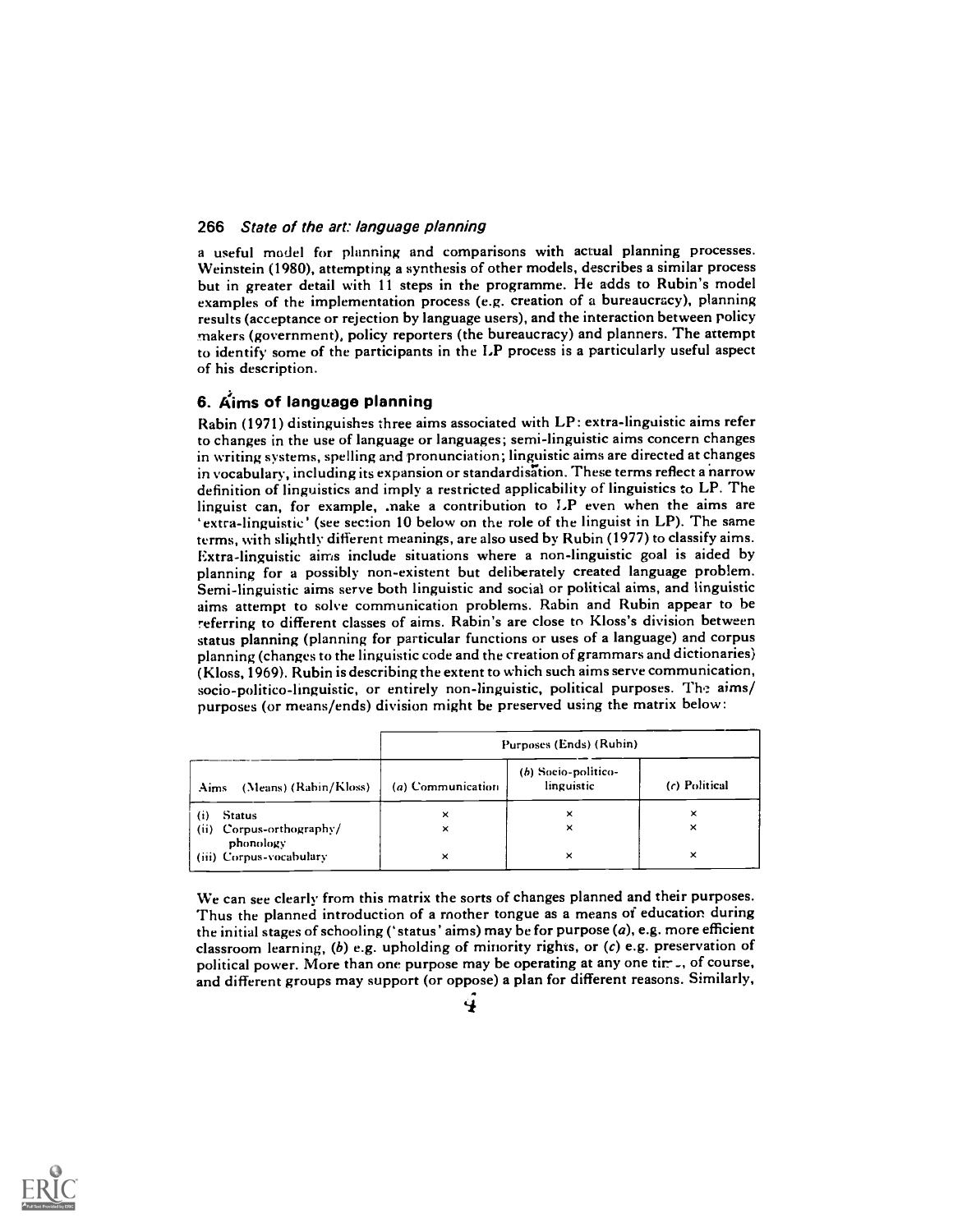a useful model for planning and comparisons with actual planning processes. Weinstein (1980), attempting a synthesis of other models, describes a similar process but in greater detail with 11 steps in the programme. He adds to Rubin's model examples of the implementation process (e.g. creation of a bureaucracy), planning results (acceptance or rejection by language users), and the interaction between policy makers (government), policy reporters (the bureaucracy) and planners. The attempt to identify some of the participants in the LP process is a particularly useful aspect of his description.

## 6. Aims of language planning

Rabin (1971) distinguishes three aims associated with LP: extra-linguistic aims refer to changes in the use of language or languages; semi-linguistic aims concern changes in writing systems, spelling and pronunciation; linguistic aims are directed at changes in vocabulary, including its expansion or standardisation. These terms reflect a narrow definition of linguistics and imply a restricted applicability of linguistics to LP. The linguist can, for example, make a contribution to LP even when the aims are 'extra-linguistic' (see section 10 below on the role of the linguist in LP). The same terms, with slightly different meanings, are also used by Rubin (1977) to classify aims. Extra-linguistic aims include situations where a non-linguistic goal is aided by planning for a possibly non-existent but deliberately created language problem. Semi-linguistic aims serve both linguistic and social or political aims, and linguistic aims attempt to solve communication problems. Rabin and Rubin appear to be referring to different classes of aims. Rabin's are close to Kloss's division between status planning (planning for particular functions or uses of a language) and corpus planning (changes to the linguistic code and the creation of grammars and dictionaries) (Kloss, 1969). Rubin is describing the extent to which such aims serve communication, socio-politico-linguistic, or entirely non-linguistic, political purposes. The aims/purposes (or means/ends) division might be preserved using the matrix below:

| | Purposes (Ends) (Rubin) | | |
|---|---|---|---|
| Aims (Means) (Rabin/Kloss) | (*a*) Communication | (*b*) Socio-politico-linguistic | (*c*) Political |
| (i) Status | × | × | × |
| (ii) Corpus-orthography/phonology | × | × | × |
| (iii) Corpus-vocabulary | × | × | × |

We can see clearly from this matrix the sorts of changes planned and their purposes. Thus the planned introduction of a mother tongue as a means of education during the initial stages of schooling ('status' aims) may be for purpose (*a*), e.g. more efficient classroom learning, (*b*) e.g. upholding of minority rights, or (*c*) e.g. preservation of political power. More than one purpose may be operating at any one time, of course, and different groups may support (or oppose) a plan for different reasons. Similarly,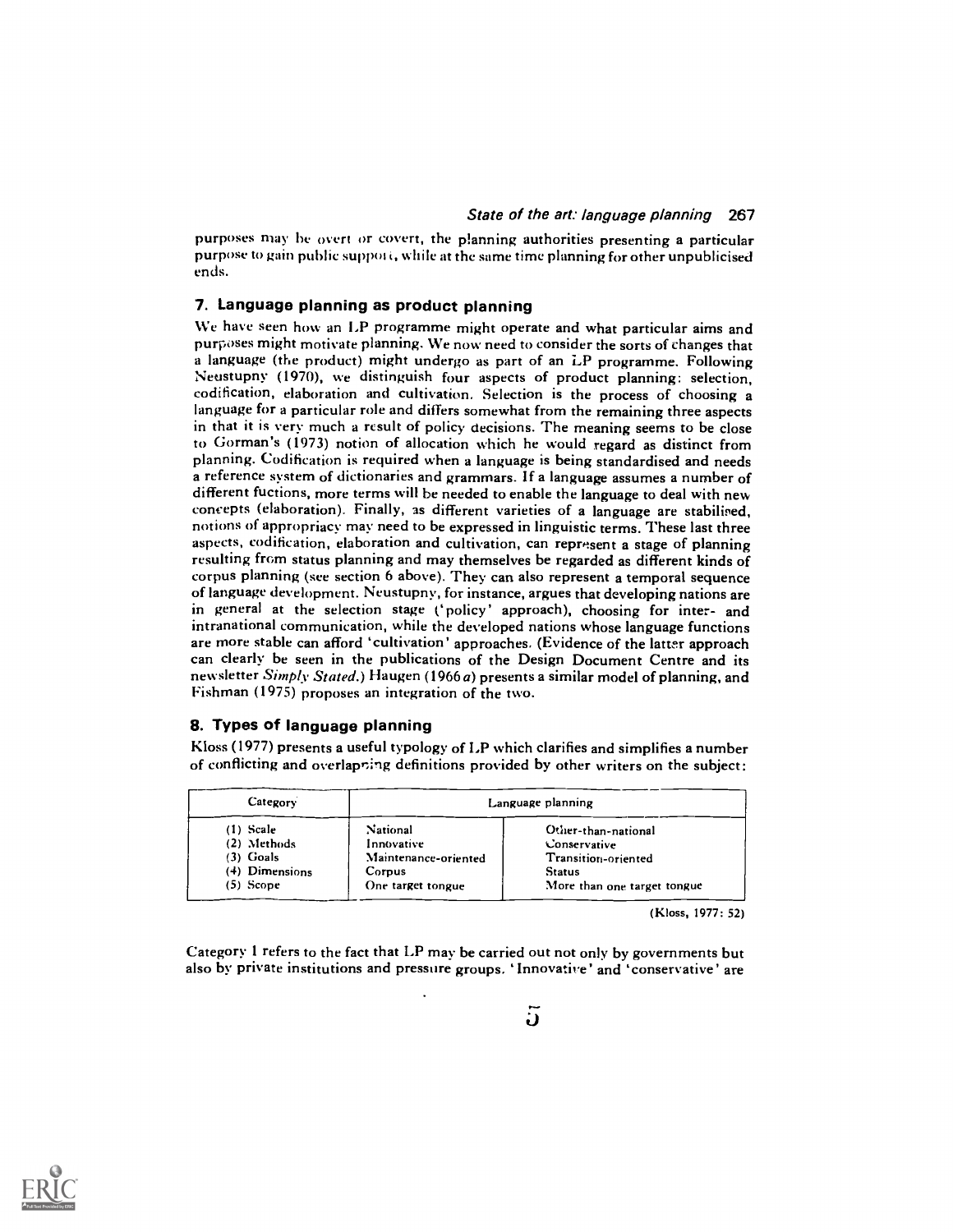purposes may be overt or covert, the planning authorities presenting a particular purpose to gain public support, while at the same time planning for other unpublicised ends.

## 7. Language planning as product planning

We have seen how an LP programme might operate and what particular aims and purposes might motivate planning. We now need to consider the sorts of changes that a language (the product) might undergo as part of an LP programme. Following Neustupny (1970), we distinguish four aspects of product planning: selection, codification, elaboration and cultivation. Selection is the process of choosing a language for a particular role and differs somewhat from the remaining three aspects in that it is very much a result of policy decisions. The meaning seems to be close to Gorman's (1973) notion of allocation which he would regard as distinct from planning. Codification is required when a language is being standardised and needs a reference system of dictionaries and grammars. If a language assumes a number of different fuctions, more terms will be needed to enable the language to deal with new concepts (elaboration). Finally, as different varieties of a language are stabilised, notions of appropriacy may need to be expressed in linguistic terms. These last three aspects, codification, elaboration and cultivation, can represent a stage of planning resulting from status planning and may themselves be regarded as different kinds of corpus planning (see section 6 above). They can also represent a temporal sequence of language development. Neustupny, for instance, argues that developing nations are in general at the selection stage ('policy' approach), choosing for inter- and intranational communication, while the developed nations whose language functions are more stable can afford 'cultivation' approaches. (Evidence of the latter approach can clearly be seen in the publications of the Design Document Centre and its newsletter *Simply Stated*.) Haugen (1966*a*) presents a similar model of planning, and Fishman (1975) proposes an integration of the two.

## 8. Types of language planning

Kloss (1977) presents a useful typology of LP which clarifies and simplifies a number of conflicting and overlapping definitions provided by other writers on the subject:

| Category | Language planning | |
|---|---|---|
| (1) Scale | National | Other-than-national |
| (2) Methods | Innovative | Conservative |
| (3) Goals | Maintenance-oriented | Transition-oriented |
| (4) Dimensions | Corpus | Status |
| (5) Scope | One target tongue | More than one target tongue |

(Kloss, 1977: 52)

Category 1 refers to the fact that LP may be carried out not only by governments but also by private institutions and pressure groups. 'Innovative' and 'conservative' are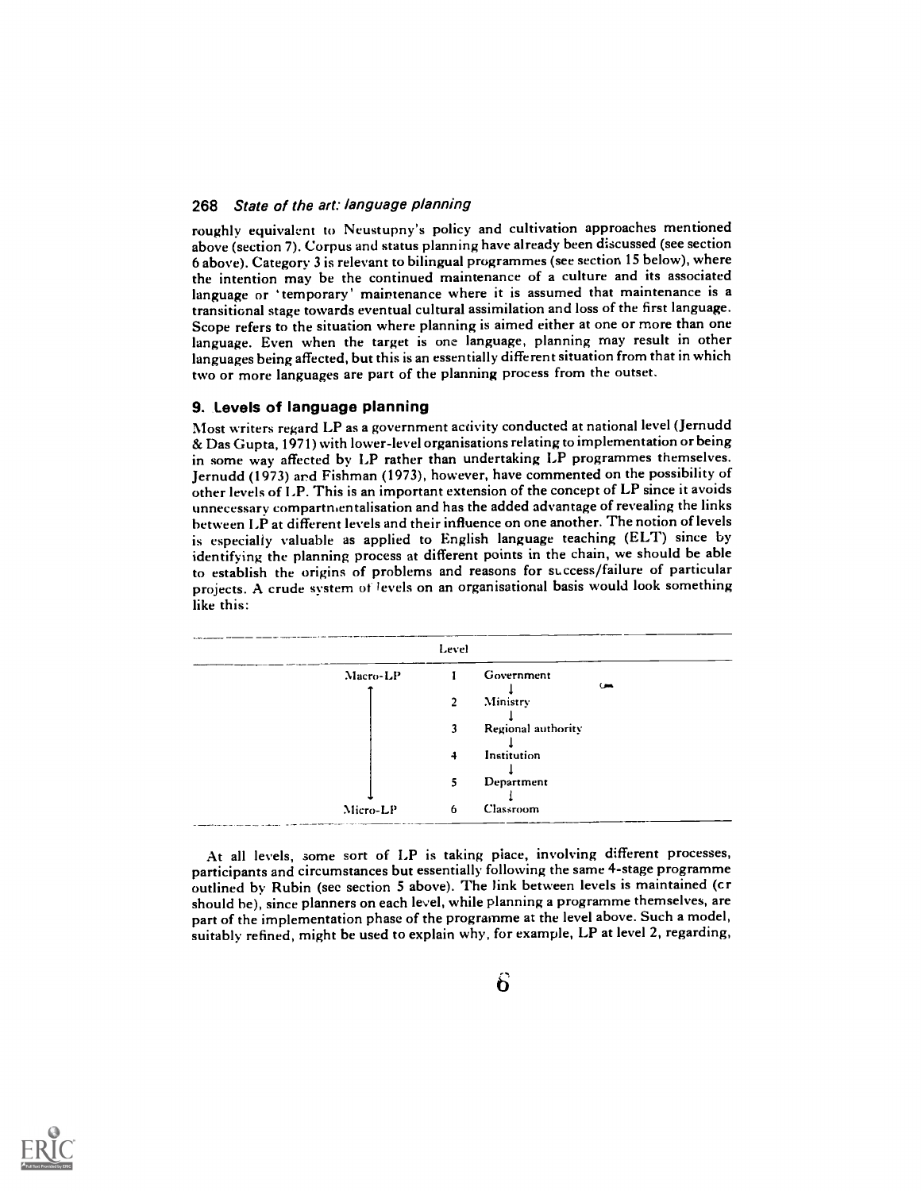roughly equivalent to Neustupny's policy and cultivation approaches mentioned above (section 7). Corpus and status planning have already been discussed (see section 6 above). Category 3 is relevant to bilingual programmes (see section 15 below), where the intention may be the continued maintenance of a culture and its associated language or 'temporary' maintenance where it is assumed that maintenance is a transitional stage towards eventual cultural assimilation and loss of the first language. Scope refers to the situation where planning is aimed either at one or more than one language. Even when the target is one language, planning may result in other languages being affected, but this is an essentially different situation from that in which two or more languages are part of the planning process from the outset.

## 9. Levels of language planning

Most writers regard LP as a government activity conducted at national level (Jernudd & Das Gupta, 1971) with lower-level organisations relating to implementation or being in some way affected by LP rather than undertaking LP programmes themselves. Jernudd (1973) and Fishman (1973), however, have commented on the possibility of other levels of LP. This is an important extension of the concept of LP since it avoids unnecessary compartmentalisation and has the added advantage of revealing the links between LP at different levels and their influence on one another. The notion of levels is especially valuable as applied to English language teaching (ELT) since by identifying the planning process at different points in the chain, we should be able to establish the origins of problems and reasons for success/failure of particular projects. A crude system of levels on an organisational basis would look something like this:

| | Level | |
|---|---|---|
| Macro-LP ↑ | 1 | Government ↓ |
| | 2 | Ministry ↓ |
| | 3 | Regional authority ↓ |
| | 4 | Institution ↓ |
| | 5 | Department ↓ |
| ↓ Micro-LP | 6 | Classroom |

At all levels, some sort of LP is taking place, involving different processes, participants and circumstances but essentially following the same 4-stage programme outlined by Rubin (see section 5 above). The link between levels is maintained (or should be), since planners on each level, while planning a programme themselves, are part of the implementation phase of the programme at the level above. Such a model, suitably refined, might be used to explain why, for example, LP at level 2, regarding,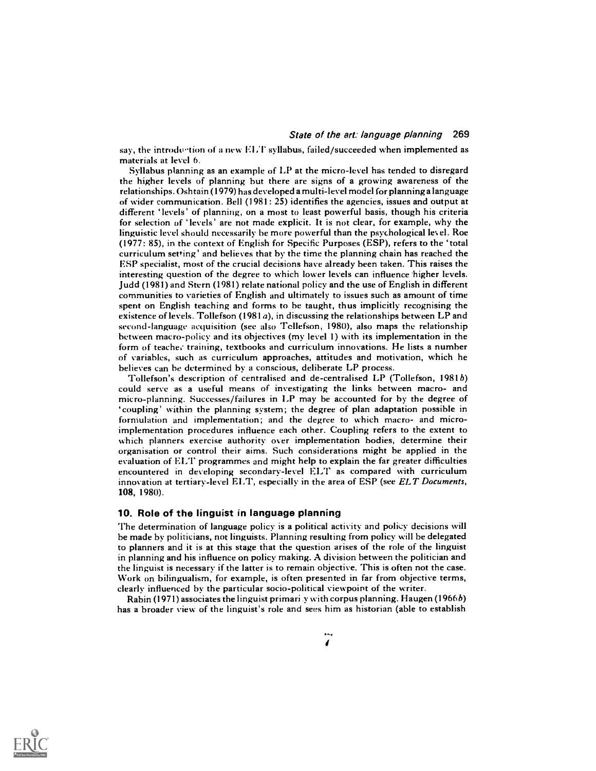say, the introduction of a new ELT syllabus, failed/succeeded when implemented as materials at level 6.

Syllabus planning as an example of LP at the micro-level has tended to disregard the higher levels of planning but there are signs of a growing awareness of the relationships. Oshtain (1979) has developed a multi-level model for planning a language of wider communication. Bell (1981: 25) identifies the agencies, issues and output at different 'levels' of planning, on a most to least powerful basis, though his criteria for selection of 'levels' are not made explicit. It is not clear, for example, why the linguistic level should necessarily be more powerful than the psychological level. Roe (1977: 85), in the context of English for Specific Purposes (ESP), refers to the 'total curriculum setting' and believes that by the time the planning chain has reached the ESP specialist, most of the crucial decisions have already been taken. This raises the interesting question of the degree to which lower levels can influence higher levels. Judd (1981) and Stern (1981) relate national policy and the use of English in different communities to varieties of English and ultimately to issues such as amount of time spent on English teaching and forms to be taught, thus implicitly recognising the existence of levels. Tollefson (1981*a*), in discussing the relationships between LP and second-language acquisition (see also Tollefson, 1980), also maps the relationship between macro-policy and its objectives (my level 1) with its implementation in the form of teacher training, textbooks and curriculum innovations. He lists a number of variables, such as curriculum approaches, attitudes and motivation, which he believes can be determined by a conscious, deliberate LP process.

Tollefson's description of centralised and de-centralised LP (Tollefson, 1981*b*) could serve as a useful means of investigating the links between macro- and micro-planning. Successes/failures in LP may be accounted for by the degree of 'coupling' within the planning system; the degree of plan adaptation possible in formulation and implementation; and the degree to which macro- and micro-implementation procedures influence each other. Coupling refers to the extent to which planners exercise authority over implementation bodies, determine their organisation or control their aims. Such considerations might be applied in the evaluation of ELT programmes and might help to explain the far greater difficulties encountered in developing secondary-level ELT as compared with curriculum innovation at tertiary-level ELT, especially in the area of ESP (see *ELT Documents*, **108**, 1980).

## 10. Role of the linguist in language planning

The determination of language policy is a political activity and policy decisions will be made by politicians, not linguists. Planning resulting from policy will be delegated to planners and it is at this stage that the question arises of the role of the linguist in planning and his influence on policy making. A division between the politician and the linguist is necessary if the latter is to remain objective. This is often not the case. Work on bilingualism, for example, is often presented in far from objective terms, clearly influenced by the particular socio-political viewpoint of the writer.

Rabin (1971) associates the linguist primarily with corpus planning. Haugen (1966*b*) has a broader view of the linguist's role and sees him as historian (able to establish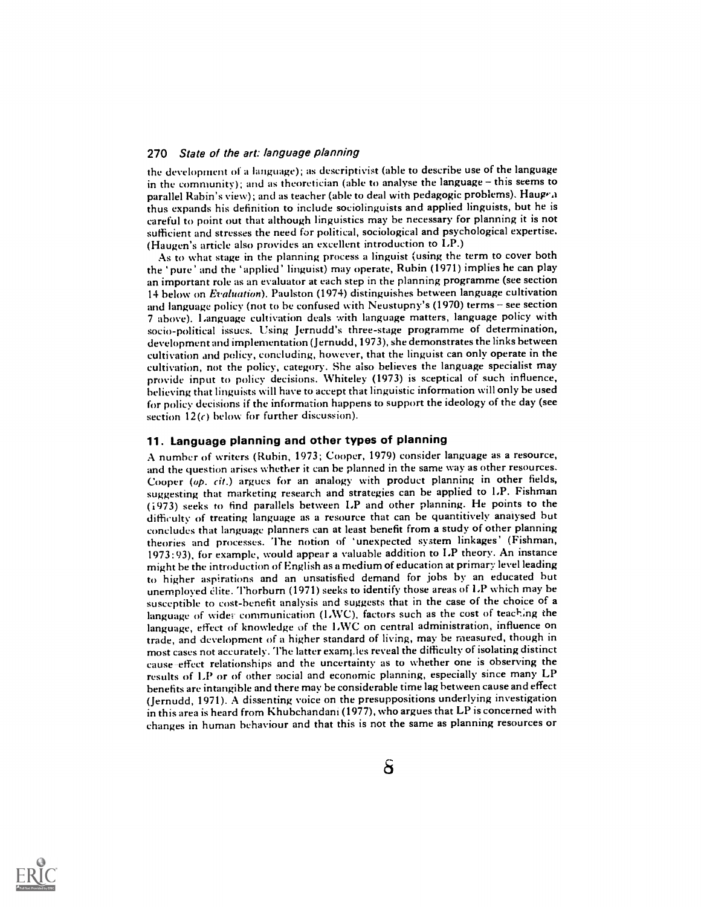the development of a language); as descriptivist (able to describe use of the language in the community); and as theoretician (able to analyse the language – this seems to parallel Rabin's view); and as teacher (able to deal with pedagogic problems). Haugen thus expands his definition to include sociolinguists and applied linguists, but he is careful to point out that although linguistics may be necessary for planning it is not sufficient and stresses the need for political, sociological and psychological expertise. (Haugen's article also provides an excellent introduction to LP.)

As to what stage in the planning process a linguist (using the term to cover both the 'pure' and the 'applied' linguist) may operate, Rubin (1971) implies he can play an important role as an evaluator at each step in the planning programme (see section 14 below on *Evaluation*). Paulston (1974) distinguishes between language cultivation and language policy (not to be confused with Neustupny's (1970) terms – see section 7 above). Language cultivation deals with language matters, language policy with socio-political issues. Using Jernudd's three-stage programme of determination, development and implementation (Jernudd, 1973), she demonstrates the links between cultivation and policy, concluding, however, that the linguist can only operate in the cultivation, not the policy, category. She also believes the language specialist may provide input to policy decisions. Whiteley (1973) is sceptical of such influence, believing that linguists will have to accept that linguistic information will only be used for policy decisions if the information happens to support the ideology of the day (see section 12(*c*) below for further discussion).

## 11. Language planning and other types of planning

A number of writers (Rubin, 1973; Cooper, 1979) consider language as a resource, and the question arises whether it can be planned in the same way as other resources. Cooper (*op. cit.*) argues for an analogy with product planning in other fields, suggesting that marketing research and strategies can be applied to LP. Fishman (1973) seeks to find parallels between LP and other planning. He points to the difficulty of treating language as a resource that can be quantitively analysed but concludes that language planners can at least benefit from a study of other planning theories and processes. The notion of 'unexpected system linkages' (Fishman, 1973:93), for example, would appear a valuable addition to LP theory. An instance might be the introduction of English as a medium of education at primary level leading to higher aspirations and an unsatisfied demand for jobs by an educated but unemployed élite. Thorburn (1971) seeks to identify those areas of LP which may be susceptible to cost-benefit analysis and suggests that in the case of the choice of a language of wider communication (LWC), factors such as the cost of teaching the language, effect of knowledge of the LWC on central administration, influence on trade, and development of a higher standard of living, may be measured, though in most cases not accurately. The latter examples reveal the difficulty of isolating distinct cause-effect relationships and the uncertainty as to whether one is observing the results of LP or of other social and economic planning, especially since many LP benefits are intangible and there may be considerable time lag between cause and effect (Jernudd, 1971). A dissenting voice on the presuppositions underlying investigation in this area is heard from Khubchandani (1977), who argues that LP is concerned with changes in human behaviour and that this is not the same as planning resources or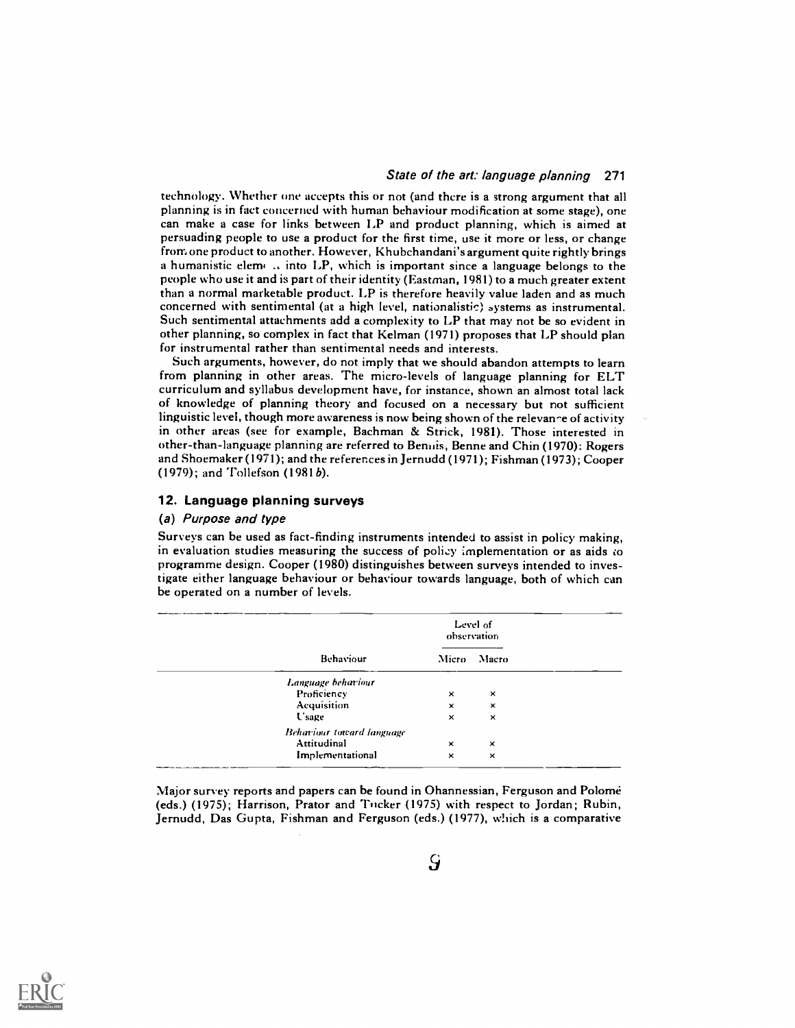technology. Whether one accepts this or not (and there is a strong argument that all planning is in fact concerned with human behaviour modification at some stage), one can make a case for links between LP and product planning, which is aimed at persuading people to use a product for the first time, use it more or less, or change from one product to another. However, Khubchandani's argument quite rightly brings a humanistic eleme .. into LP, which is important since a language belongs to the people who use it and is part of their identity (Eastman, 1981) to a much greater extent than a normal marketable product. LP is therefore heavily value laden and as much concerned with sentimental (at a high level, nationalistic) systems as instrumental. Such sentimental attachments add a complexity to LP that may not be so evident in other planning, so complex in fact that Kelman (1971) proposes that LP should plan for instrumental rather than sentimental needs and interests.

Such arguments, however, do not imply that we should abandon attempts to learn from planning in other areas. The micro-levels of language planning for ELT curriculum and syllabus development have, for instance, shown an almost total lack of knowledge of planning theory and focused on a necessary but not sufficient linguistic level, though more awareness is now being shown of the relevance of activity in other areas (see for example, Bachman & Strick, 1981). Those interested in other-than-language planning are referred to Bennis, Benne and Chin (1970): Rogers and Shoemaker (1971); and the references in Jernudd (1971); Fishman (1973); Cooper (1979); and Tollefson (1981*b*).

## 12. Language planning surveys

### (a) *Purpose and type*

Surveys can be used as fact-finding instruments intended to assist in policy making, in evaluation studies measuring the success of policy implementation or as aids to programme design. Cooper (1980) distinguishes between surveys intended to investigate either language behaviour or behaviour towards language, both of which can be operated on a number of levels.

| Behaviour | Level of observation | |
|---|---|---|
| | Micro | Macro |
| *Language behaviour* | | |
| Proficiency | × | × |
| Acquisition | × | × |
| Usage | × | × |
| *Behaviour toward language* | | |
| Attitudinal | × | × |
| Implementational | × | × |

Major survey reports and papers can be found in Ohannessian, Ferguson and Polomé (eds.) (1975); Harrison, Prator and Tucker (1975) with respect to Jordan; Rubin, Jernudd, Das Gupta, Fishman and Ferguson (eds.) (1977), which is a comparative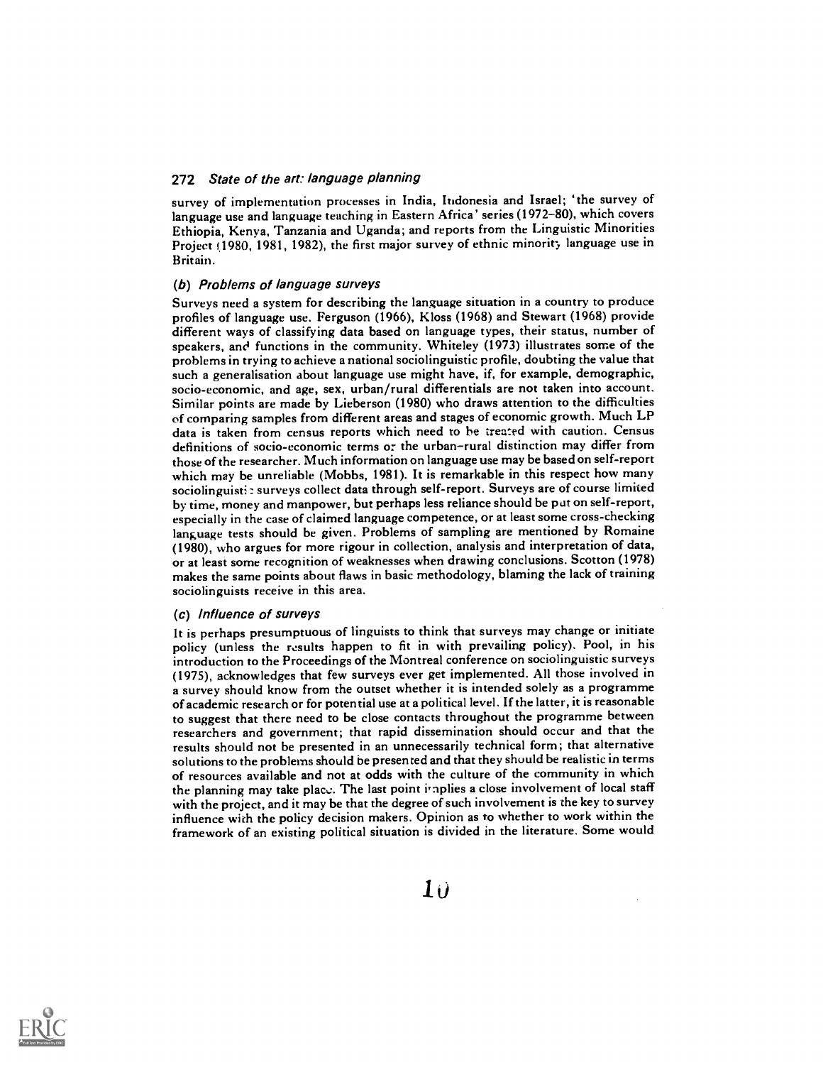survey of implementation processes in India, Indonesia and Israel; 'the survey of language use and language teaching in Eastern Africa' series (1972–80), which covers Ethiopia, Kenya, Tanzania and Uganda; and reports from the Linguistic Minorities Project (1980, 1981, 1982), the first major survey of ethnic minority language use in Britain.

### (b) *Problems of language surveys*

Surveys need a system for describing the language situation in a country to produce profiles of language use. Ferguson (1966), Kloss (1968) and Stewart (1968) provide different ways of classifying data based on language types, their status, number of speakers, and functions in the community. Whiteley (1973) illustrates some of the problems in trying to achieve a national sociolinguistic profile, doubting the value that such a generalisation about language use might have, if, for example, demographic, socio-economic, and age, sex, urban/rural differentials are not taken into account. Similar points are made by Lieberson (1980) who draws attention to the difficulties of comparing samples from different areas and stages of economic growth. Much LP data is taken from census reports which need to be treated with caution. Census definitions of socio-economic terms or the urban–rural distinction may differ from those of the researcher. Much information on language use may be based on self-report which may be unreliable (Mobbs, 1981). It is remarkable in this respect how many sociolinguistic surveys collect data through self-report. Surveys are of course limited by time, money and manpower, but perhaps less reliance should be put on self-report, especially in the case of claimed language competence, or at least some cross-checking language tests should be given. Problems of sampling are mentioned by Romaine (1980), who argues for more rigour in collection, analysis and interpretation of data, or at least some recognition of weaknesses when drawing conclusions. Scotton (1978) makes the same points about flaws in basic methodology, blaming the lack of training sociolinguists receive in this area.

### (c) *Influence of surveys*

It is perhaps presumptuous of linguists to think that surveys may change or initiate policy (unless the results happen to fit in with prevailing policy). Pool, in his introduction to the Proceedings of the Montreal conference on sociolinguistic surveys (1975), acknowledges that few surveys ever get implemented. All those involved in a survey should know from the outset whether it is intended solely as a programme of academic research or for potential use at a political level. If the latter, it is reasonable to suggest that there need to be close contacts throughout the programme between researchers and government; that rapid dissemination should occur and that the results should not be presented in an unnecessarily technical form; that alternative solutions to the problems should be presented and that they should be realistic in terms of resources available and not at odds with the culture of the community in which the planning may take place. The last point implies a close involvement of local staff with the project, and it may be that the degree of such involvement is the key to survey influence with the policy decision makers. Opinion as to whether to work within the framework of an existing political situation is divided in the literature. Some would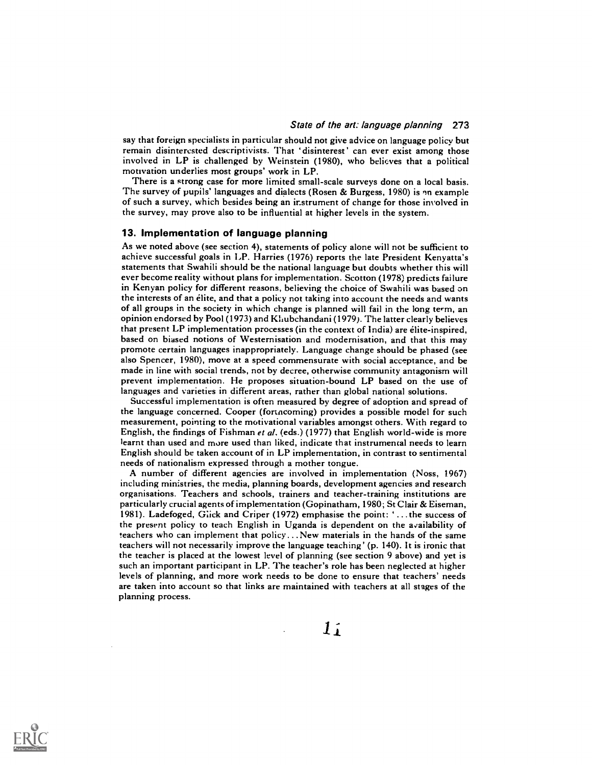say that foreign specialists in particular should not give advice on language policy but remain disinterested descriptivists. That 'disinterest' can ever exist among those involved in LP is challenged by Weinstein (1980), who believes that a political motivation underlies most groups' work in LP.

There is a strong case for more limited small-scale surveys done on a local basis. The survey of pupils' languages and dialects (Rosen & Burgess, 1980) is an example of such a survey, which besides being an instrument of change for those involved in the survey, may prove also to be influential at higher levels in the system.

## 13. Implementation of language planning

As we noted above (see section 4), statements of policy alone will not be sufficient to achieve successful goals in LP. Harries (1976) reports the late President Kenyatta's statements that Swahili should be the national language but doubts whether this will ever become reality without plans for implementation. Scotton (1978) predicts failure in Kenyan policy for different reasons, believing the choice of Swahili was based on the interests of an élite, and that a policy not taking into account the needs and wants of all groups in the society in which change is planned will fail in the long term, an opinion endorsed by Pool (1973) and Khubchandani (1979). The latter clearly believes that present LP implementation processes (in the context of India) are élite-inspired, based on biased notions of Westernisation and modernisation, and that this may promote certain languages inappropriately. Language change should be phased (see also Spencer, 1980), move at a speed commensurate with social acceptance, and be made in line with social trends, not by decree, otherwise community antagonism will prevent implementation. He proposes situation-bound LP based on the use of languages and varieties in different areas, rather than global national solutions.

Successful implementation is often measured by degree of adoption and spread of the language concerned. Cooper (forthcoming) provides a possible model for such measurement, pointing to the motivational variables amongst others. With regard to English, the findings of Fishman *et al.* (eds.) (1977) that English world-wide is more learnt than used and more used than liked, indicate that instrumental needs to learn English should be taken account of in LP implementation, in contrast to sentimental needs of nationalism expressed through a mother tongue.

A number of different agencies are involved in implementation (Noss, 1967) including ministries, the media, planning boards, development agencies and research organisations. Teachers and schools, trainers and teacher-training institutions are particularly crucial agents of implementation (Gopinatham, 1980; St Clair & Eiseman, 1981). Ladefoged, Glick and Criper (1972) emphasise the point: '...the success of the present policy to teach English in Uganda is dependent on the availability of teachers who can implement that policy...New materials in the hands of the same teachers will not necessarily improve the language teaching' (p. 140). It is ironic that the teacher is placed at the lowest level of planning (see section 9 above) and yet is such an important participant in LP. The teacher's role has been neglected at higher levels of planning, and more work needs to be done to ensure that teachers' needs are taken into account so that links are maintained with teachers at all stages of the planning process.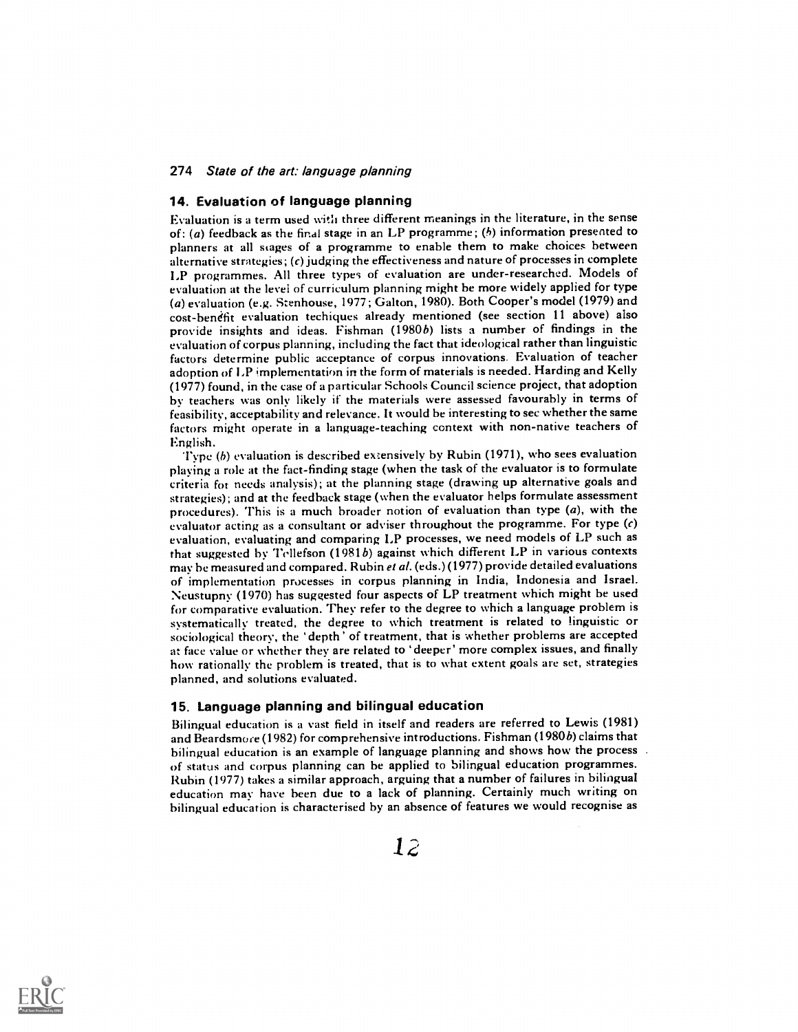## 14. Evaluation of language planning

Evaluation is a term used with three different meanings in the literature, in the sense of: (*a*) feedback as the final stage in an LP programme; (*b*) information presented to planners at all stages of a programme to enable them to make choices between alternative strategies; (*c*) judging the effectiveness and nature of processes in complete LP programmes. All three types of evaluation are under-researched. Models of evaluation at the level of curriculum planning might be more widely applied for type (*a*) evaluation (e.g. Stenhouse, 1977; Galton, 1980). Both Cooper's model (1979) and cost-benefit evaluation techiques already mentioned (see section 11 above) also provide insights and ideas. Fishman (1980*b*) lists a number of findings in the evaluation of corpus planning, including the fact that ideological rather than linguistic factors determine public acceptance of corpus innovations. Evaluation of teacher adoption of LP implementation in the form of materials is needed. Harding and Kelly (1977) found, in the case of a particular Schools Council science project, that adoption by teachers was only likely if the materials were assessed favourably in terms of feasibility, acceptability and relevance. It would be interesting to see whether the same factors might operate in a language-teaching context with non-native teachers of English.

Type (*b*) evaluation is described extensively by Rubin (1971), who sees evaluation playing a role at the fact-finding stage (when the task of the evaluator is to formulate criteria for needs analysis); at the planning stage (drawing up alternative goals and strategies); and at the feedback stage (when the evaluator helps formulate assessment procedures). This is a much broader notion of evaluation than type (*a*), with the evaluator acting as a consultant or adviser throughout the programme. For type (*c*) evaluation, evaluating and comparing LP processes, we need models of LP such as that suggested by Tollefson (1981*b*) against which different LP in various contexts may be measured and compared. Rubin *et al.* (eds.) (1977) provide detailed evaluations of implementation processes in corpus planning in India, Indonesia and Israel. Neustupny (1970) has suggested four aspects of LP treatment which might be used for comparative evaluation. They refer to the degree to which a language problem is systematically treated, the degree to which treatment is related to linguistic or sociological theory, the 'depth' of treatment, that is whether problems are accepted at face value or whether they are related to 'deeper' more complex issues, and finally how rationally the problem is treated, that is to what extent goals are set, strategies planned, and solutions evaluated.

## 15. Language planning and bilingual education

Bilingual education is a vast field in itself and readers are referred to Lewis (1981) and Beardsmore (1982) for comprehensive introductions. Fishman (1980*b*) claims that bilingual education is an example of language planning and shows how the process of status and corpus planning can be applied to bilingual education programmes. Rubin (1977) takes a similar approach, arguing that a number of failures in bilingual education may have been due to a lack of planning. Certainly much writing on bilingual education is characterised by an absence of features we would recognise as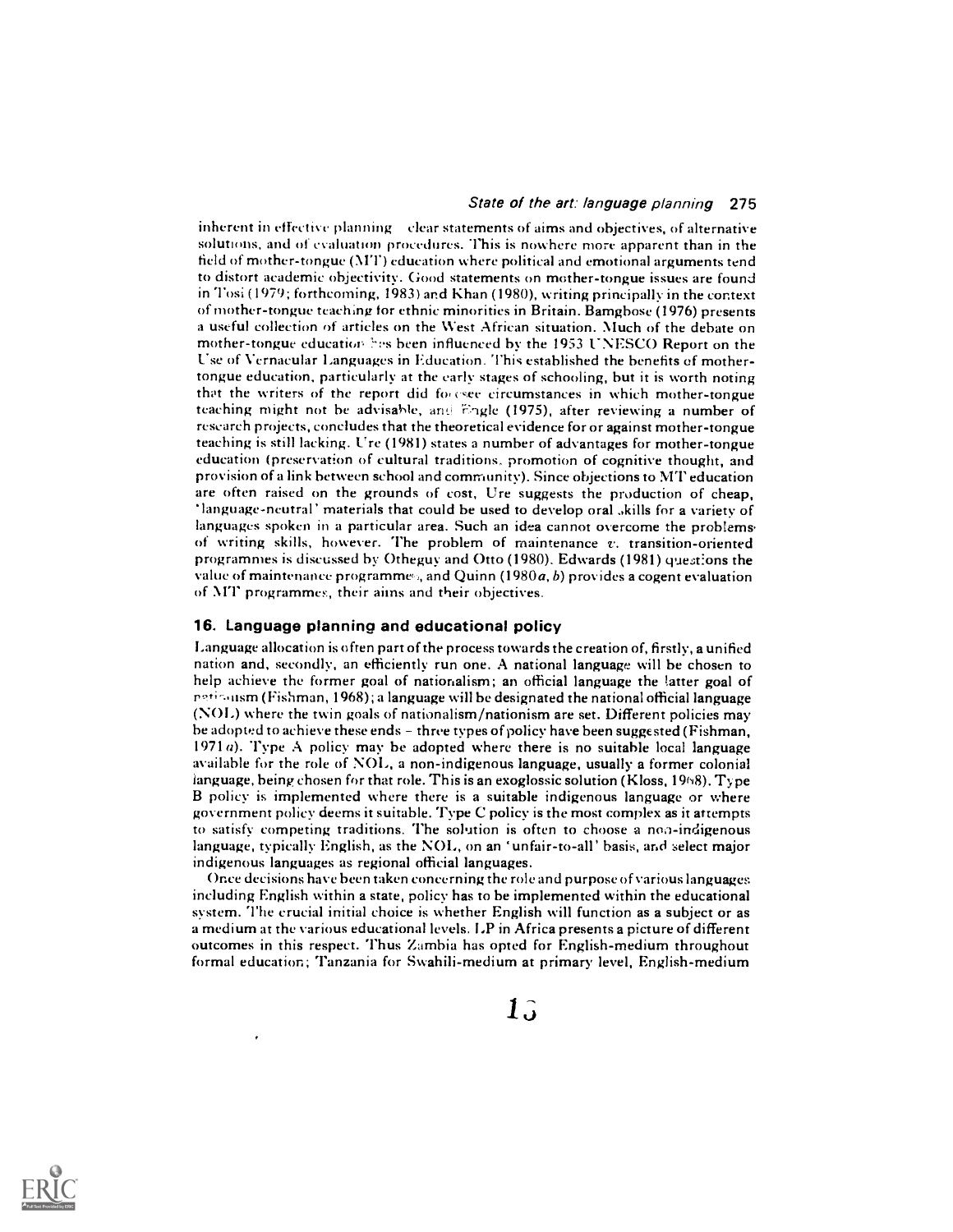inherent in effective planning – clear statements of aims and objectives, of alternative solutions, and of evaluation procedures. This is nowhere more apparent than in the field of mother-tongue (MT) education where political and emotional arguments tend to distort academic objectivity. Good statements on mother-tongue issues are found in Tosi (1979; forthcoming, 1983) and Khan (1980), writing principally in the context of mother-tongue teaching for ethnic minorities in Britain. Bamgbose (1976) presents a useful collection of articles on the West African situation. Much of the debate on mother-tongue education has been influenced by the 1953 UNESCO Report on the Use of Vernacular Languages in Education. This established the benefits of mother-tongue education, particularly at the early stages of schooling, but it is worth noting that the writers of the report did foresee circumstances in which mother-tongue teaching might not be advisable, and Engle (1975), after reviewing a number of research projects, concludes that the theoretical evidence for or against mother-tongue teaching is still lacking. Ure (1981) states a number of advantages for mother-tongue education (preservation of cultural traditions, promotion of cognitive thought, and provision of a link between school and community). Since objections to MT education are often raised on the grounds of cost, Ure suggests the production of cheap, 'language-neutral' materials that could be used to develop oral skills for a variety of languages spoken in a particular area. Such an idea cannot overcome the problems of writing skills, however. The problem of maintenance *v.* transition-oriented programmes is discussed by Otheguy and Otto (1980). Edwards (1981) questions the value of maintenance programmes, and Quinn (1980*a*, *b*) provides a cogent evaluation of MT programmes, their aims and their objectives.

## 16. Language planning and educational policy

Language allocation is often part of the process towards the creation of, firstly, a unified nation and, secondly, an efficiently run one. A national language will be chosen to help achieve the former goal of nationalism; an official language the latter goal of nationism (Fishman, 1968); a language will be designated the national official language (NOL) where the twin goals of nationalism/nationism are set. Different policies may be adopted to achieve these ends – three types of policy have been suggested (Fishman, 1971*a*). Type A policy may be adopted where there is no suitable local language available for the role of NOL, a non-indigenous language, usually a former colonial language, being chosen for that role. This is an exoglossic solution (Kloss, 1968). Type B policy is implemented where there is a suitable indigenous language or where government policy deems it suitable. Type C policy is the most complex as it attempts to satisfy competing traditions. The solution is often to choose a non-indigenous language, typically English, as the NOL, on an 'unfair-to-all' basis, and select major indigenous languages as regional official languages.

Once decisions have been taken concerning the role and purpose of various languages including English within a state, policy has to be implemented within the educational system. The crucial initial choice is whether English will function as a subject or as a medium at the various educational levels. LP in Africa presents a picture of different outcomes in this respect. Thus Zambia has opted for English-medium throughout formal education; Tanzania for Swahili-medium at primary level, English-medium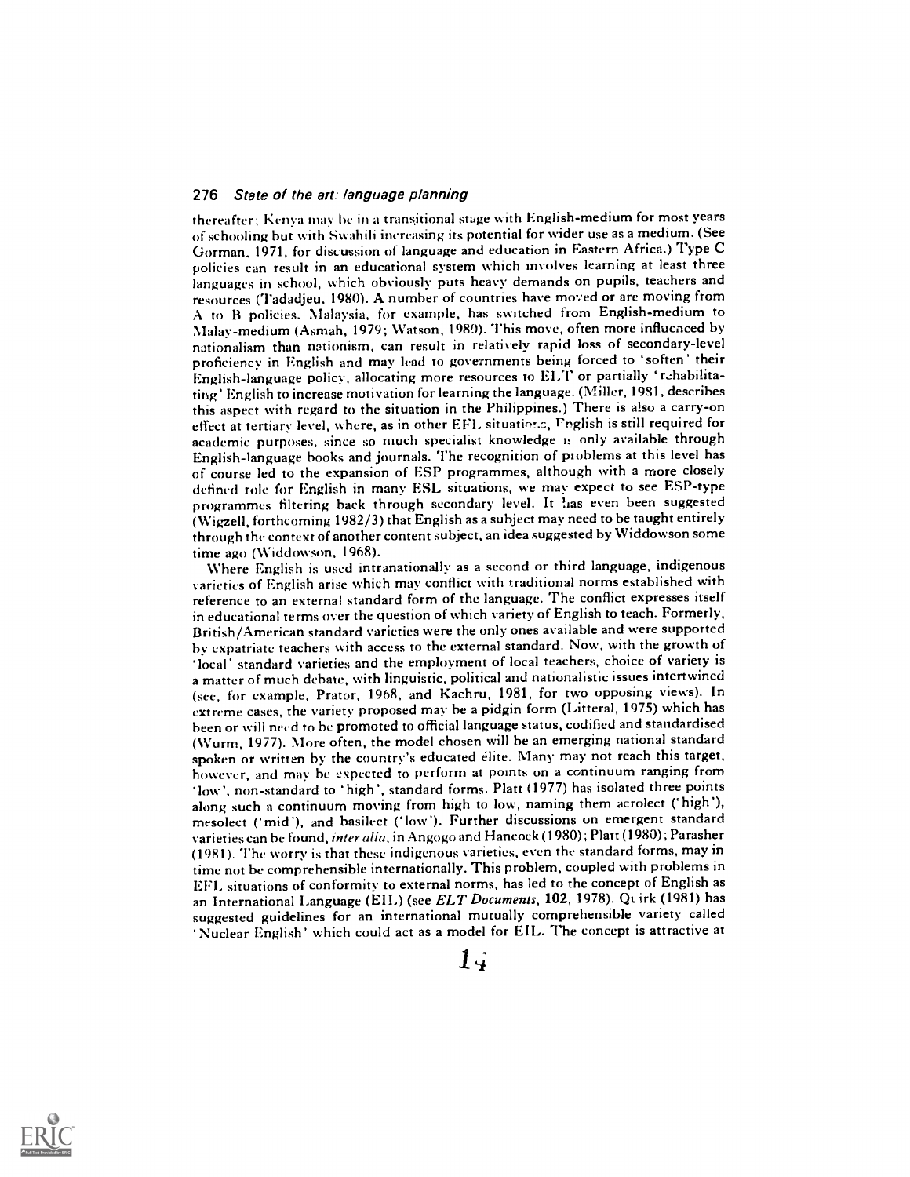thereafter; Kenya may be in a transitional stage with English-medium for most years of schooling but with Swahili increasing its potential for wider use as a medium. (See Gorman, 1971, for discussion of language and education in Eastern Africa.) Type C policies can result in an educational system which involves learning at least three languages in school, which obviously puts heavy demands on pupils, teachers and resources (Tadadjeu, 1980). A number of countries have moved or are moving from A to B policies. Malaysia, for example, has switched from English-medium to Malay-medium (Asmah, 1979; Watson, 1980). This move, often more influenced by nationalism than nationism, can result in relatively rapid loss of secondary-level proficiency in English and may lead to governments being forced to 'soften' their English-language policy, allocating more resources to ELT or partially 'rehabilitating' English to increase motivation for learning the language. (Miller, 1981, describes this aspect with regard to the situation in the Philippines.) There is also a carry-on effect at tertiary level, where, as in other EFL situations, English is still required for academic purposes, since so much specialist knowledge is only available through English-language books and journals. The recognition of problems at this level has of course led to the expansion of ESP programmes, although with a more closely defined role for English in many ESL situations, we may expect to see ESP-type programmes filtering back through secondary level. It has even been suggested (Wigzell, forthcoming 1982/3) that English as a subject may need to be taught entirely through the context of another content subject, an idea suggested by Widdowson some time ago (Widdowson, 1968).

Where English is used intranationally as a second or third language, indigenous varieties of English arise which may conflict with traditional norms established with reference to an external standard form of the language. The conflict expresses itself in educational terms over the question of which variety of English to teach. Formerly, British/American standard varieties were the only ones available and were supported by expatriate teachers with access to the external standard. Now, with the growth of 'local' standard varieties and the employment of local teachers, choice of variety is a matter of much debate, with linguistic, political and nationalistic issues intertwined (see, for example, Prator, 1968, and Kachru, 1981, for two opposing views). In extreme cases, the variety proposed may be a pidgin form (Litteral, 1975) which has been or will need to be promoted to official language status, codified and standardised (Wurm, 1977). More often, the model chosen will be an emerging national standard spoken or written by the country's educated élite. Many may not reach this target, however, and may be expected to perform at points on a continuum ranging from 'low', non-standard to 'high', standard forms. Platt (1977) has isolated three points along such a continuum moving from high to low, naming them acrolect ('high'), mesolect ('mid'), and basilect ('low'). Further discussions on emergent standard varieties can be found, *inter alia*, in Angogo and Hancock (1980); Platt (1980); Parasher (1981). The worry is that these indigenous varieties, even the standard forms, may in time not be comprehensible internationally. This problem, coupled with problems in EFL situations of conformity to external norms, has led to the concept of English as an International Language (EIL) (see *ELT Documents*, **102**, 1978). Quirk (1981) has suggested guidelines for an international mutually comprehensible variety called 'Nuclear English' which could act as a model for EIL. The concept is attractive at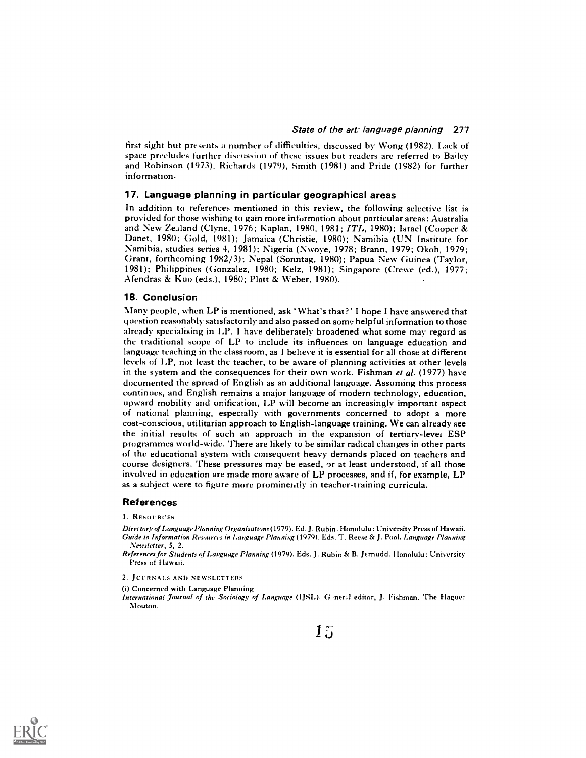first sight but presents a number of difficulties, discussed by Wong (1982). Lack of space precludes further discussion of these issues but readers are referred to Bailey and Robinson (1973), Richards (1979), Smith (1981) and Pride (1982) for further information.

## 17. Language planning in particular geographical areas

In addition to references mentioned in this review, the following selective list is provided for those wishing to gain more information about particular areas: Australia and New Zealand (Clyne, 1976; Kaplan, 1980, 1981; *ITL*, 1980); Israel (Cooper & Danet, 1980; Gold, 1981); Jamaica (Christie, 1980); Namibia (UN Institute for Namibia, studies series 4, 1981); Nigeria (Nwoye, 1978; Brann, 1979; Okoh, 1979; Grant, forthcoming 1982/3); Nepal (Sonntag, 1980); Papua New Guinea (Taylor, 1981); Philippines (Gonzalez, 1980; Kelz, 1981); Singapore (Crewe (ed.), 1977; Afendras & Kuo (eds.), 1980; Platt & Weber, 1980).

## 18. Conclusion

Many people, when LP is mentioned, ask 'What's that?' I hope I have answered that question reasonably satisfactorily and also passed on some helpful information to those already specialising in LP. I have deliberately broadened what some may regard as the traditional scope of LP to include its influences on language education and language teaching in the classroom, as I believe it is essential for all those at different levels of LP, not least the teacher, to be aware of planning activities at other levels in the system and the consequences for their own work. Fishman *et al.* (1977) have documented the spread of English as an additional language. Assuming this process continues, and English remains a major language of modern technology, education, upward mobility and unification, LP will become an increasingly important aspect of national planning, especially with governments concerned to adopt a more cost-conscious, utilitarian approach to English-language training. We can already see the initial results of such an approach in the expansion of tertiary-level ESP programmes world-wide. There are likely to be similar radical changes in other parts of the educational system with consequent heavy demands placed on teachers and course designers. These pressures may be eased, or at least understood, if all those involved in education are made more aware of LP processes, and if, for example, LP as a subject were to figure more prominently in teacher-training curricula.

## References

1. Resources

*Directory of Language Planning Organisations* (1979). Ed. J. Rubin. Honolulu: University Press of Hawaii.
*Guide to Information Resources in Language Planning* (1979). Eds. T. Reese & J. Pool, *Language Planning Newsletter*, 5, 2.
*References for Students of Language Planning* (1979). Eds. J. Rubin & B. Jernudd. Honolulu: University Press of Hawaii.

2. Journals and Newsletters

(i) Concerned with Language Planning
*International Journal of the Sociology of Language* (IJSL). General editor, J. Fishman. The Hague: Mouton.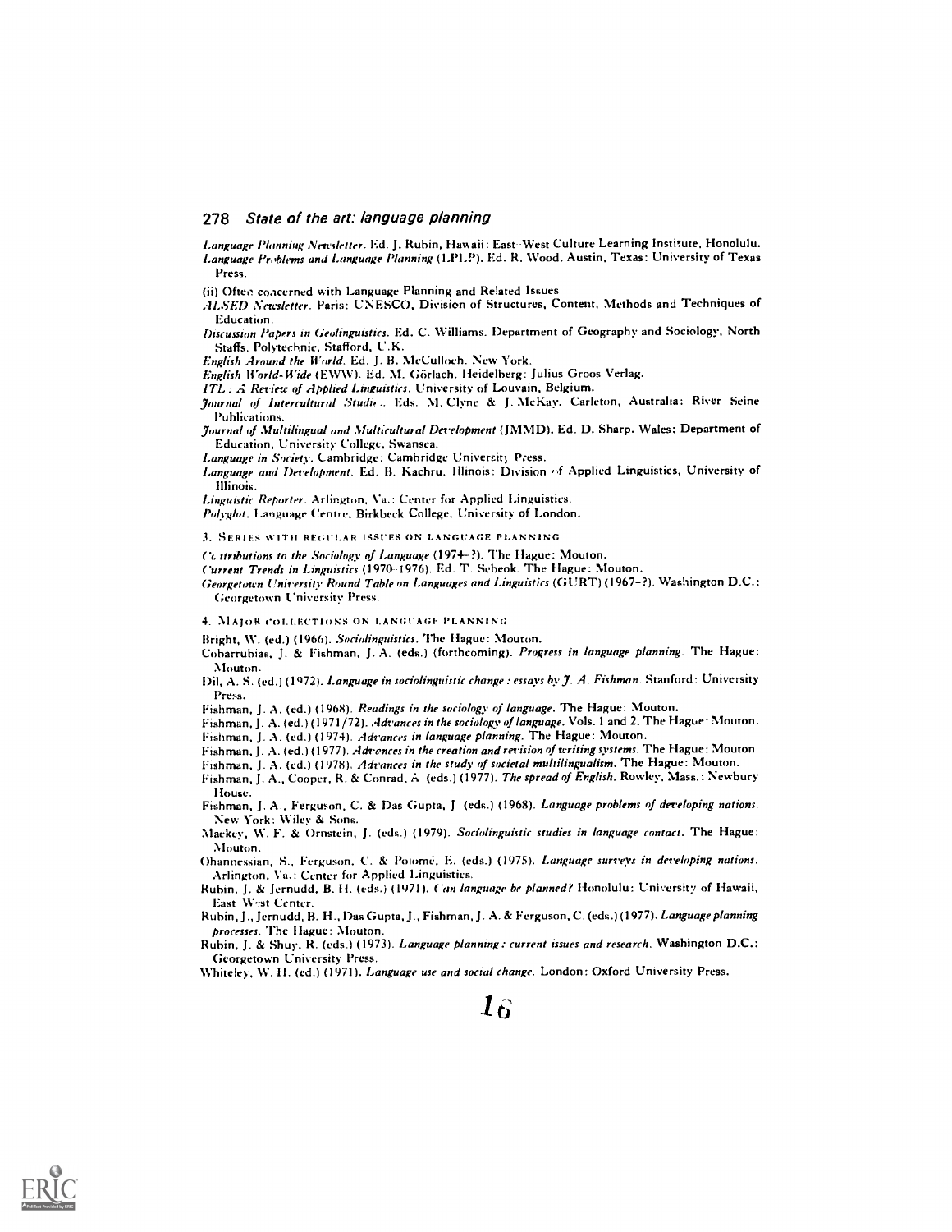*Language Planning Newsletter*. Ed. J. Rubin, Hawaii: East–West Culture Learning Institute, Honolulu.
*Language Problems and Language Planning* (LPLP). Ed. R. Wood. Austin, Texas: University of Texas Press.

(ii) Often concerned with Language Planning and Related Issues

*ALSED Newsletter*. Paris: UNESCO, Division of Structures, Content, Methods and Techniques of Education.
*Discussion Papers in Geolinguistics*. Ed. C. Williams. Department of Geography and Sociology, North Staffs. Polytechnic, Stafford, U.K.
*English Around the World*. Ed. J. B. McCulloch. New York.
*English World-Wide* (EWW). Ed. M. Görlach. Heidelberg: Julius Groos Verlag.
*ITL: A Review of Applied Linguistics*. University of Louvain, Belgium.
*Journal of Intercultural Studies*. Eds. M. Clyne & J. McKay. Carleton, Australia: River Seine Publications.
*Journal of Multilingual and Multicultural Development* (JMMD). Ed. D. Sharp. Wales: Department of Education, University College, Swansea.
*Language in Society*. Cambridge: Cambridge University Press.
*Language and Development*. Ed. B. Kachru. Illinois: Division of Applied Linguistics, University of Illinois.
*Linguistic Reporter*. Arlington, Va.: Center for Applied Linguistics.
*Polyglot*. Language Centre, Birkbeck College, University of London.

3. Series with regular issues on language planning

*Contributions to the Sociology of Language* (1974–?). The Hague: Mouton.
*Current Trends in Linguistics* (1970–1976). Ed. T. Sebeok. The Hague: Mouton.
*Georgetown University Round Table on Languages and Linguistics* (GURT) (1967–?). Washington D.C.: Georgetown University Press.

4. Major collections on language planning

Bright, W. (ed.) (1966). *Sociolinguistics*. The Hague: Mouton.
Cobarrubias, J. & Fishman, J. A. (eds.) (forthcoming). *Progress in language planning*. The Hague: Mouton.
Dil, A. S. (ed.) (1972). *Language in sociolinguistic change: essays by J. A. Fishman*. Stanford: University Press.
Fishman, J. A. (ed.) (1968). *Readings in the sociology of language*. The Hague: Mouton.
Fishman, J. A. (ed.) (1971/72). *Advances in the sociology of language*. Vols. 1 and 2. The Hague: Mouton.
Fishman, J. A. (ed.) (1974). *Advances in language planning*. The Hague: Mouton.
Fishman, J. A. (ed.) (1977). *Advances in the creation and revision of writing systems*. The Hague: Mouton.
Fishman, J. A. (ed.) (1978). *Advances in the study of societal multilingualism*. The Hague: Mouton.
Fishman, J. A., Cooper, R. & Conrad, A. (eds.) (1977). *The spread of English*. Rowley, Mass.: Newbury House.
Fishman, J. A., Ferguson, C. & Das Gupta, J. (eds.) (1968). *Language problems of developing nations*. New York: Wiley & Sons.
Mackey, W. F. & Ornstein, J. (eds.) (1979). *Sociolinguistic studies in language contact*. The Hague: Mouton.
Ohannessian, S., Ferguson, C. & Polomé, E. (eds.) (1975). *Language surveys in developing nations*. Arlington, Va.: Center for Applied Linguistics.
Rubin, J. & Jernudd, B. H. (eds.) (1971). *Can language be planned?* Honolulu: University of Hawaii, East West Center.
Rubin, J., Jernudd, B. H., Das Gupta, J., Fishman, J. A. & Ferguson, C. (eds.) (1977). *Language planning processes*. The Hague: Mouton.
Rubin, J. & Shuy, R. (eds.) (1973). *Language planning: current issues and research*. Washington D.C.: Georgetown University Press.
Whiteley, W. H. (ed.) (1971). *Language use and social change*. London: Oxford University Press.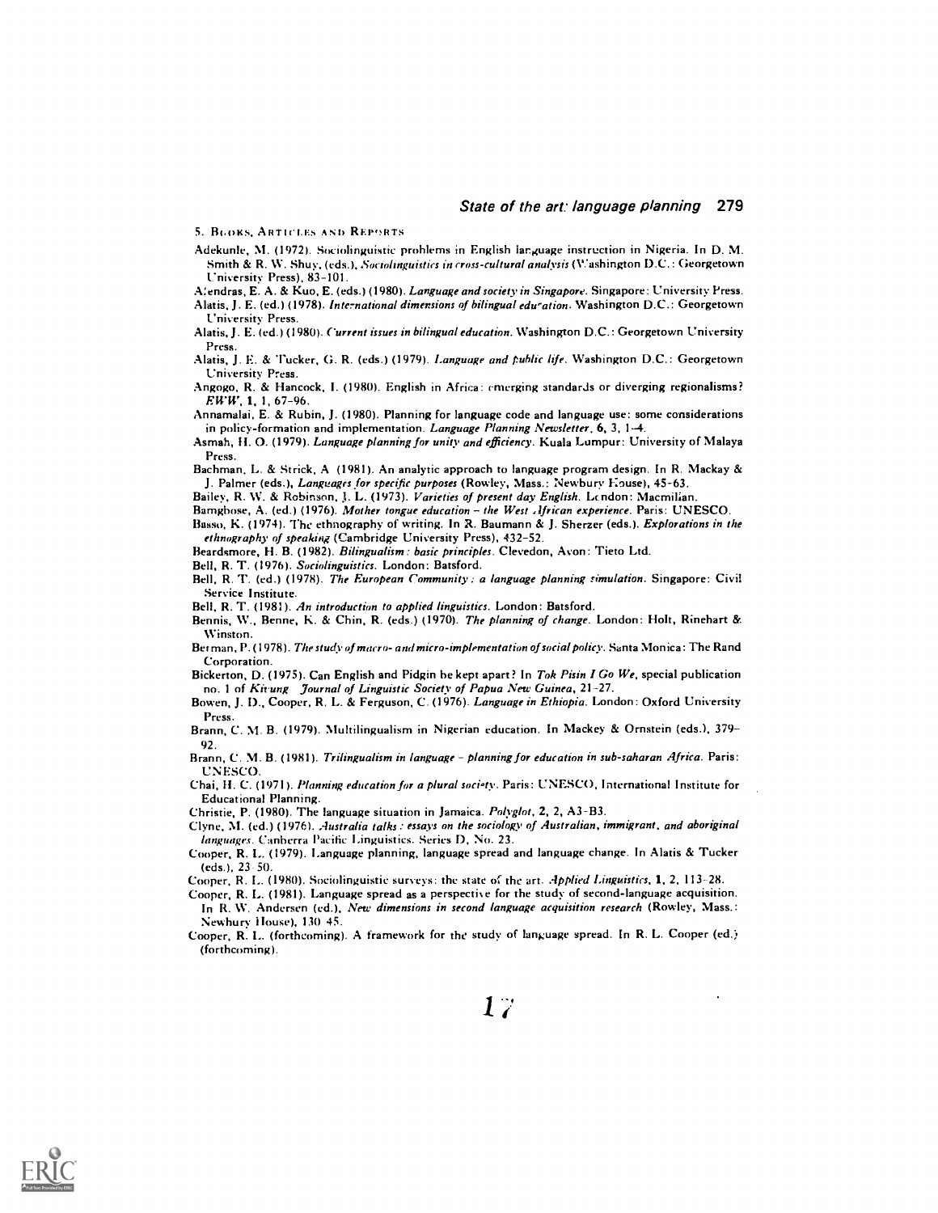5. Books, Articles and Reports

Adekunle, M. (1972). Sociolinguistic problems in English language instruction in Nigeria. In D. M. Smith & R. W. Shuy, (eds.), *Sociolinguistics in cross-cultural analysis* (Washington D.C.: Georgetown University Press), 83–101.

Afendras, E. A. & Kuo, E. (eds.) (1980). *Language and society in Singapore*. Singapore: University Press.

Alatis, J. E. (ed.) (1978). *International dimensions of bilingual education*. Washington D.C.: Georgetown University Press.

Alatis, J. E. (ed.) (1980). *Current issues in bilingual education*. Washington D.C.: Georgetown University Press.

Alatis, J. E. & Tucker, G. R. (eds.) (1979). *Language and public life*. Washington D.C.: Georgetown University Press.

Angogo, R. & Hancock, I. (1980). English in Africa: emerging standards or diverging regionalisms? *EWW*, 1, 1, 67–96.

Annamalai, E. & Rubin, J. (1980). Planning for language code and language use: some considerations in policy-formation and implementation. *Language Planning Newsletter*, 6, 3, 1–4.

Asmah, H. O. (1979). *Language planning for unity and efficiency*. Kuala Lumpur: University of Malaya Press.

Bachman, L. & Strick, A (1981). An analytic approach to language program design. In R. Mackay & J. Palmer (eds.), *Languages for specific purposes* (Rowley, Mass.: Newbury House), 45–63.

Bailey, R. W. & Robinson, J. L. (1973). *Varieties of present day English*. London: Macmillan.

Bamgbose, A. (ed.) (1976). *Mother tongue education – the West African experience*. Paris: UNESCO.

Basso, K. (1974). The ethnography of writing. In R. Baumann & J. Sherzer (eds.). *Explorations in the ethnography of speaking* (Cambridge University Press), 432–52.

Beardsmore, H. B. (1982). *Bilingualism: basic principles*. Clevedon, Avon: Tieto Ltd.

Bell, R. T. (1976). *Sociolinguistics*. London: Batsford.

Bell, R. T. (ed.) (1978). *The European Community: a language planning simulation*. Singapore: Civil Service Institute.

Bell, R. T. (1981). *An introduction to applied linguistics*. London: Batsford.

Bennis, W., Benne, K. & Chin, R. (eds.) (1970). *The planning of change*. London: Holt, Rinehart & Winston.

Berman, P. (1978). *The study of macro- and micro-implementation of social policy*. Santa Monica: The Rand Corporation.

Bickerton, D. (1975). Can English and Pidgin be kept apart? In *Tok Pisin I Go We*, special publication no. 1 of *Kivung Journal of Linguistic Society of Papua New Guinea*, 21–27.

Bowen, J. D., Cooper, R. L. & Ferguson, C. (1976). *Language in Ethiopia*. London: Oxford University Press.

Brann, C. M. B. (1979). Multilingualism in Nigerian education. In Mackey & Ornstein (eds.), 379–92.

Brann, C. M. B. (1981). *Trilingualism in language – planning for education in sub-saharan Africa*. Paris: UNESCO.

Chai, H. C. (1971). *Planning education for a plural society*. Paris: UNESCO, International Institute for Educational Planning.

Christie, P. (1980). The language situation in Jamaica. *Polyglot*, 2, 2, A3–B3.

Clyne, M. (ed.) (1976). *Australia talks: essays on the sociology of Australian, immigrant, and aboriginal languages*. Canberra Pacific Linguistics. Series D, No. 23.

Cooper, R. L. (1979). Language planning, language spread and language change. In Alatis & Tucker (eds.), 23–50.

Cooper, R. L. (1980). Sociolinguistic surveys: the state of the art. *Applied Linguistics*, 1, 2, 113–28.

Cooper, R. L. (1981). Language spread as a perspective for the study of second-language acquisition. In R. W. Andersen (ed.), *New dimensions in second language acquisition research* (Rowley, Mass.: Newbury House), 130–45.

Cooper, R. L. (forthcoming). A framework for the study of language spread. In R. L. Cooper (ed.) (forthcoming).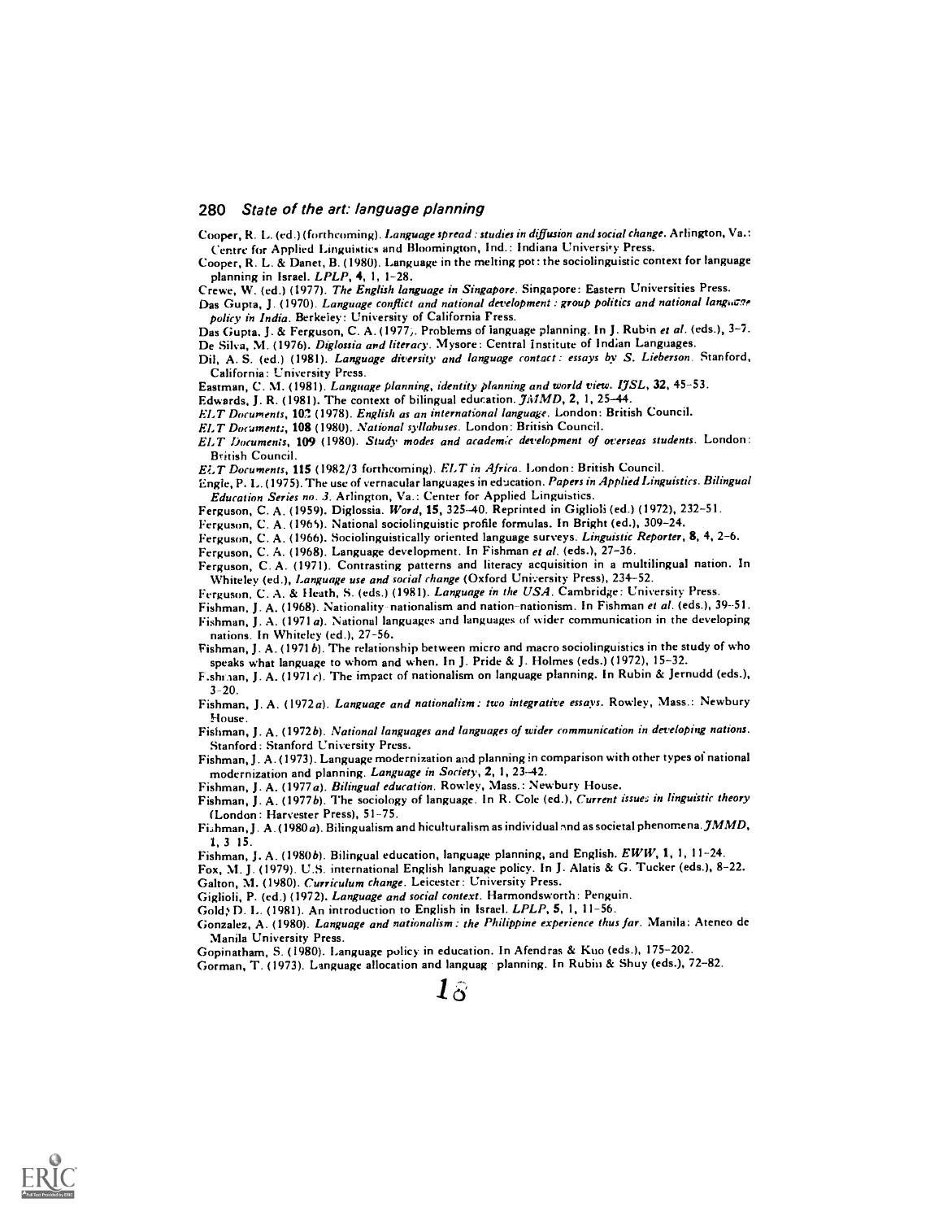Cooper, R. L. (ed.) (forthcoming). *Language spread : studies in diffusion and social change*. Arlington, Va.: Centre for Applied Linguistics and Bloomington, Ind.: Indiana University Press.

Cooper, R. L. & Danet, B. (1980). Language in the melting pot: the sociolinguistic context for language planning in Israel. *LPLP*, **4**, 1, 1–28.

Crewe, W. (ed.) (1977). *The English language in Singapore*. Singapore: Eastern Universities Press.

Das Gupta, J. (1970). *Language conflict and national development : group politics and national language policy in India*. Berkeley: University of California Press.

Das Gupta, J. & Ferguson, C. A. (1977). Problems of language planning. In J. Rubin *et al.* (eds.), 3–7.

De Silva, M. (1976). *Diglossia and literacy*. Mysore: Central Institute of Indian Languages.

Dil, A. S. (ed.) (1981). *Language diversity and language contact : essays by S. Lieberson*. Stanford, California: University Press.

Eastman, C. M. (1981). *Language planning, identity planning and world view*. *IJSL*, **32**, 45–53.

Edwards, J. R. (1981). The context of bilingual education. *JMMD*, **2**, 1, 25–44.

*ELT Documents*, **102** (1978). *English as an international language*. London: British Council.

*ELT Documents*, **108** (1980). *National syllabuses*. London: British Council.

*ELT Documents*, **109** (1980). *Study modes and academic development of overseas students*. London: British Council.

*ELT Documents*, **115** (1982/3 forthcoming). *ELT in Africa*. London: British Council.

Engle, P. L. (1975). The use of vernacular languages in education. *Papers in Applied Linguistics. Bilingual Education Series no. 3*. Arlington, Va.: Center for Applied Linguistics.

Ferguson, C. A. (1959). Diglossia. *Word*, **15**, 325–40. Reprinted in Giglioli (ed.) (1972), 232–51.

Ferguson, C. A. (1966). National sociolinguistic profile formulas. In Bright (ed.), 309–24.

Ferguson, C. A. (1966). Sociolinguistically oriented language surveys. *Linguistic Reporter*, **8**, 4, 2–6.

Ferguson, C. A. (1968). Language development. In Fishman *et al.* (eds.), 27–36.

Ferguson, C. A. (1971). Contrasting patterns and literacy acquisition in a multilingual nation. In Whiteley (ed.), *Language use and social change* (Oxford University Press), 234–52.

Ferguson, C. A. & Heath, S. (eds.) (1981). *Language in the USA*. Cambridge: University Press.

Fishman, J. A. (1968). Nationality–nationalism and nation–nationism. In Fishman *et al.* (eds.), 39–51.

Fishman, J. A. (1971*a*). National languages and languages of wider communication in the developing nations. In Whiteley (ed.), 27–56.

Fishman, J. A. (1971*b*). The relationship between micro and macro sociolinguistics in the study of who speaks what language to whom and when. In J. Pride & J. Holmes (eds.) (1972), 15–32.

Fishman, J. A. (1971*c*). The impact of nationalism on language planning. In Rubin & Jernudd (eds.), 3–20.

Fishman, J. A. (1972*a*). *Language and nationalism : two integrative essays*. Rowley, Mass.: Newbury House.

Fishman, J. A. (1972*b*). *National languages and languages of wider communication in developing nations*. Stanford: Stanford University Press.

Fishman, J. A. (1973). Language modernization and planning in comparison with other types of national modernization and planning. *Language in Society*, **2**, 1, 23–42.

Fishman, J. A. (1977*a*). *Bilingual education*. Rowley, Mass.: Newbury House.

Fishman, J. A. (1977*b*). The sociology of language. In R. Cole (ed.), *Current issues in linguistic theory* (London: Harvester Press), 51–75.

Fishman, J. A. (1980*a*). Bilingualism and biculturalism as individual and as societal phenomena. *JMMD*, **1**, 3–15.

Fishman, J. A. (1980*b*). Bilingual education, language planning, and English. *EWW*, **1**, 1, 11–24.

Fox, M. J. (1979). U.S. international English language policy. In J. Alatis & G. Tucker (eds.), 8–22.

Galton, M. (1980). *Curriculum change*. Leicester: University Press.

Giglioli, P. (ed.) (1972). *Language and social context*. Harmondsworth: Penguin.

Gold, D. L. (1981). An introduction to English in Israel. *LPLP*, **5**, 1, 11–56.

Gonzalez, A. (1980). *Language and nationalism : the Philippine experience thus far*. Manila: Ateneo de Manila University Press.

Gopinatham, S. (1980). Language policy in education. In Afendras & Kuo (eds.), 175–202.

Gorman, T. (1973). Language allocation and language planning. In Rubin & Shuy (eds.), 72–82.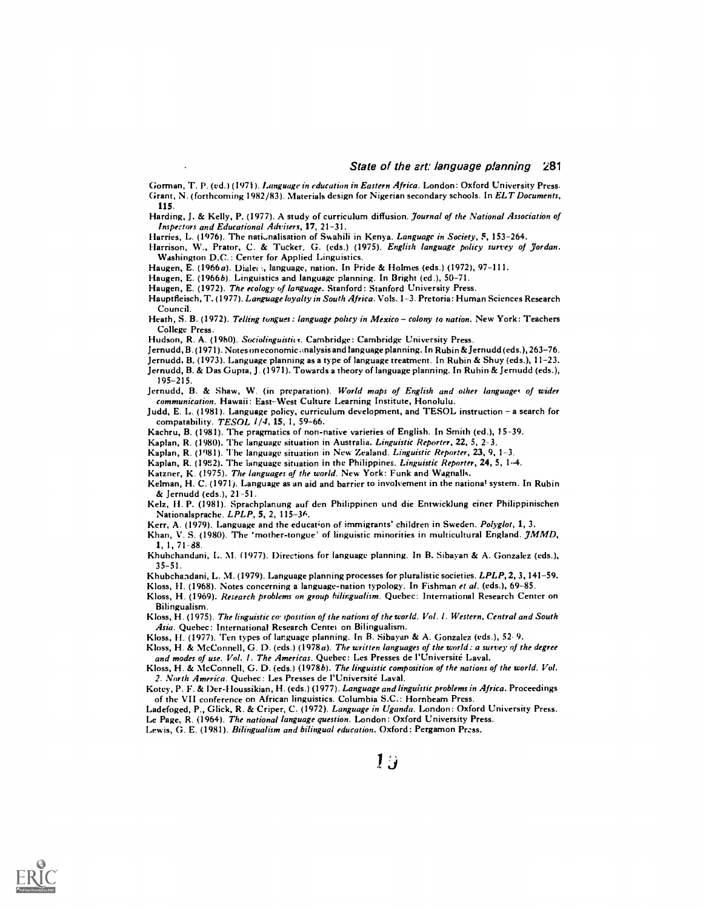Gorman, T. P. (ed.) (1971). *Language in education in Eastern Africa*. London: Oxford University Press.

Grant, N. (forthcoming 1982/83). Materials design for Nigerian secondary schools. In *ELT Documents*, **115**.

Harding, J. & Kelly, P. (1977). A study of curriculum diffusion. *Journal of the National Association of Inspectors and Educational Advisers*, **17**, 21–31.

Harries, L. (1976). The nationalisation of Swahili in Kenya. *Language in Society*, **5**, 153–264.

Harrison, W., Prator, C. & Tucker, G. (eds.) (1975). *English language policy survey of Jordan*. Washington D.C.: Center for Applied Linguistics.

Haugen, E. (1966*a*). Dialect, language, nation. In Pride & Holmes (eds.) (1972), 97–111.

Haugen, E. (1966*b*). Linguistics and language planning. In Bright (ed.), 50–71.

Haugen, E. (1972). *The ecology of language*. Stanford: Stanford University Press.

Hauptfleisch, T. (1977). *Language loyalty in South Africa*. Vols. 1–3. Pretoria: Human Sciences Research Council.

Heath, S. B. (1972). *Telling tongues: language policy in Mexico – colony to nation*. New York: Teachers College Press.

Hudson, R. A. (1980). *Sociolinguistics*. Cambridge: Cambridge University Press.

Jernudd, B. (1971). Notes on economic analysis and language planning. In Rubin & Jernudd (eds.), 263–76.

Jernudd, B. (1973). Language planning as a type of language treatment. In Rubin & Shuy (eds.), 11–23.

Jernudd, B. & Das Gupta, J. (1971). Towards a theory of language planning. In Rubin & Jernudd (eds.), 195–215.

Jernudd, B. & Shaw, W. (in preparation). *World maps of English and other languages of wider communication*. Hawaii: East-West Culture Learning Institute, Honolulu.

Judd, E. L. (1981). Language policy, curriculum development, and TESOL instruction – a search for compatability. *TESOL 1/4*, **15**, 1, 59–66.

Kachru, B. (1981). The pragmatics of non-native varieties of English. In Smith (ed.), 15–39.

Kaplan, R. (1980). The language situation in Australia. *Linguistic Reporter*, **22**, 5, 2–3.

Kaplan, R. (1981). The language situation in New Zealand. *Linguistic Reporter*, **23**, 9, 1–3.

Kaplan, R. (1982). The language situation in the Philippines. *Linguistic Reporter*, **24**, 5, 1–4.

Katzner, K. (1975). *The languages of the world*. New York: Funk and Wagnalls.

Kelman, H. C. (1971). Language as an aid and barrier to involvement in the national system. In Rubin & Jernudd (eds.), 21–51.

Kelz, H. P. (1981). Sprachplanung auf den Philippinen und die Entwicklung einer Philippinischen Nationalsprache. *LPLP*, **5**, 2, 115–36.

Kerr, A. (1979). Language and the education of immigrants' children in Sweden. *Polyglot*, **1**, 3.

Khan, V. S. (1980). The 'mother-tongue' of linguistic minorities in multicultural England. *JMMD*, **1**, 1, 71–88.

Khubchandani, L. M. (1977). Directions for language planning. In B. Sibayan & A. Gonzalez (eds.), 35–51.

Khubchandani, L. M. (1979). Language planning processes for pluralistic societies. *LPLP*, **2**, 3, 141–59.

Kloss, H. (1968). Notes concerning a language-nation typology. In Fishman *et al.* (eds.), 69–85.

Kloss, H. (1969). *Research problems on group bilingualism*. Quebec: International Research Center on Bilingualism.

Kloss, H. (1975). *The linguistic composition of the nations of the world. Vol. 1. Western, Central and South Asia*. Quebec: International Research Center on Bilingualism.

Kloss, H. (1977). Ten types of language planning. In B. Sibayan & A. Gonzalez (eds.), 52–9.

Kloss, H. & McConnell, G. D. (eds.) (1978*a*). *The written languages of the world: a survey of the degree and modes of use. Vol. 1. The Americas*. Quebec: Les Presses de l'Université Laval.

Kloss, H. & McConnell, G. D. (eds.) (1978*b*). *The linguistic composition of the nations of the world. Vol. 2. North America*. Quebec: Les Presses de l'Université Laval.

Kotey, P. F. & Der-Houssikian, H. (eds.) (1977). *Language and linguistic problems in Africa*. Proceedings of the VII conference on African linguistics. Columbia S.C.: Hornbeam Press.

Ladefoged, P., Glick, R. & Criper, C. (1972). *Language in Uganda*. London: Oxford University Press.

Le Page, R. (1964). *The national language question*. London: Oxford University Press.

Lewis, G. E. (1981). *Bilingualism and bilingual education*. Oxford: Pergamon Press.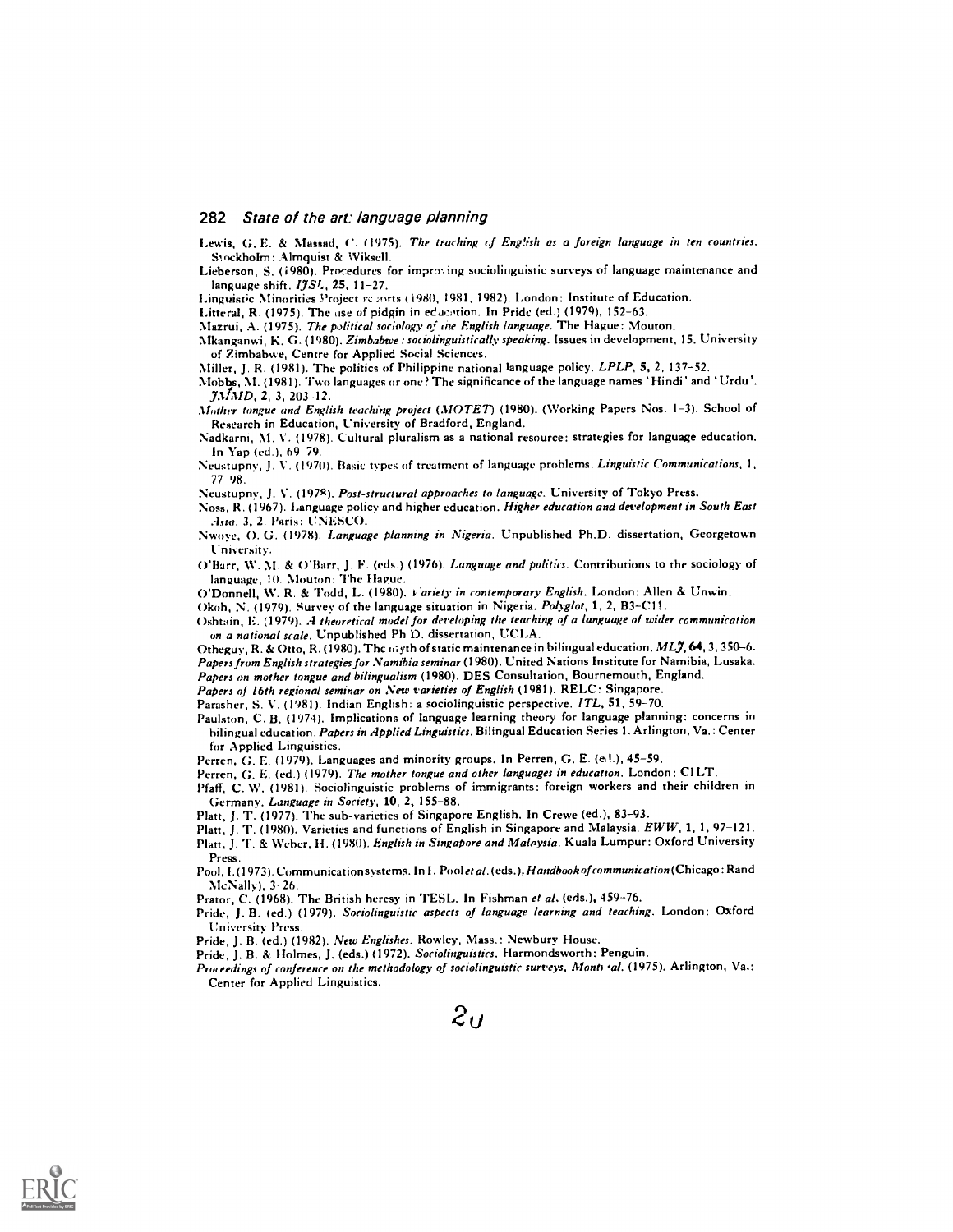Lewis, G. E. & Massad, C. (1975). *The teaching of English as a foreign language in ten countries.* Stockholm: Almquist & Wiksell.

Lieberson, S. (1980). Procedures for improving sociolinguistic surveys of language maintenance and language shift. *IJSL*, **25**, 11–27.

Linguistic Minorities Project reports (1980, 1981, 1982). London: Institute of Education.

Litteral, R. (1975). The use of pidgin in education. In Pride (ed.) (1979), 152–63.

Mazrui, A. (1975). *The political sociology of the English language.* The Hague: Mouton.

Mkanganwi, K. G. (1980). *Zimbabwe: sociolinguistically speaking.* Issues in development, 15. University of Zimbabwe, Centre for Applied Social Sciences.

Miller, J. R. (1981). The politics of Philippine national language policy. *LPLP*, **5**, 2, 137–52.

Mobbs, M. (1981). Two languages or one? The significance of the language names 'Hindi' and 'Urdu'. *JMMD*, **2**, 3, 203–12.

*Mother tongue and English teaching project (MOTET)* (1980). (Working Papers Nos. 1–3). School of Research in Education, University of Bradford, England.

Nadkarni, M. V. (1978). Cultural pluralism as a national resource: strategies for language education. In Yap (ed.), 69–79.

Neustupny, J. V. (1970). Basic types of treatment of language problems. *Linguistic Communications*, **1**, 77–98.

Neustupny, J. V. (1978). *Post-structural approaches to language.* University of Tokyo Press.

Noss, R. (1967). Language policy and higher education. *Higher education and development in South East Asia*, 3, 2. Paris: UNESCO.

Nwoye, O. G. (1978). *Language planning in Nigeria.* Unpublished Ph.D. dissertation, Georgetown University.

O'Barr, W. M. & O'Barr, J. F. (eds.) (1976). *Language and politics.* Contributions to the sociology of language, 10. Mouton: The Hague.

O'Donnell, W. R. & Todd, L. (1980). *Variety in contemporary English.* London: Allen & Unwin.

Okoh, N. (1979). Survey of the language situation in Nigeria. *Polyglot*, **1**, 2, B3–C11.

Oshtain, E. (1979). *A theoretical model for developing the teaching of a language of wider communication on a national scale.* Unpublished Ph.D. dissertation, UCLA.

Otheguy, R. & Otto, R. (1980). The myth of static maintenance in bilingual education. *MLJ*, **64**, 3, 350–6.

*Papers from English strategies for Namibia seminar* (1980). United Nations Institute for Namibia, Lusaka.

*Papers on mother tongue and bilingualism* (1980). DES Consultation, Bournemouth, England.

*Papers of 16th regional seminar on New varieties of English* (1981). RELC: Singapore.

Parasher, S. V. (1981). Indian English: a sociolinguistic perspective. *ITL*, **51**, 59–70.

Paulston, C. B. (1974). Implications of language learning theory for language planning: concerns in bilingual education. *Papers in Applied Linguistics.* Bilingual Education Series 1. Arlington, Va.: Center for Applied Linguistics.

Perren, G. E. (1979). Languages and minority groups. In Perren, G. E. (ed.), 45–59.

Perren, G. E. (ed.) (1979). *The mother tongue and other languages in education.* London: CILT.

Pfaff, C. W. (1981). Sociolinguistic problems of immigrants: foreign workers and their children in Germany. *Language in Society*, **10**, 2, 155–88.

Platt, J. T. (1977). The sub-varieties of Singapore English. In Crewe (ed.), 83–93.

Platt, J. T. (1980). Varieties and functions of English in Singapore and Malaysia. *EWW*, **1**, 1, 97–121.

Platt, J. T. & Weber, H. (1980). *English in Singapore and Malaysia.* Kuala Lumpur: Oxford University Press.

Pool, I. (1973). Communication systems. In I. Pool *et al.* (eds.), *Handbook of communication* (Chicago: Rand McNally), 3–26.

Prator, C. (1968). The British heresy in TESL. In Fishman *et al.* (eds.), 459–76.

Pride, J. B. (ed.) (1979). *Sociolinguistic aspects of language learning and teaching.* London: Oxford University Press.

Pride, J. B. (ed.) (1982). *New Englishes.* Rowley, Mass.: Newbury House.

Pride, J. B. & Holmes, J. (eds.) (1972). *Sociolinguistics.* Harmondsworth: Penguin.

*Proceedings of conference on the methodology of sociolinguistic surveys, Montreal.* (1975). Arlington, Va.: Center for Applied Linguistics.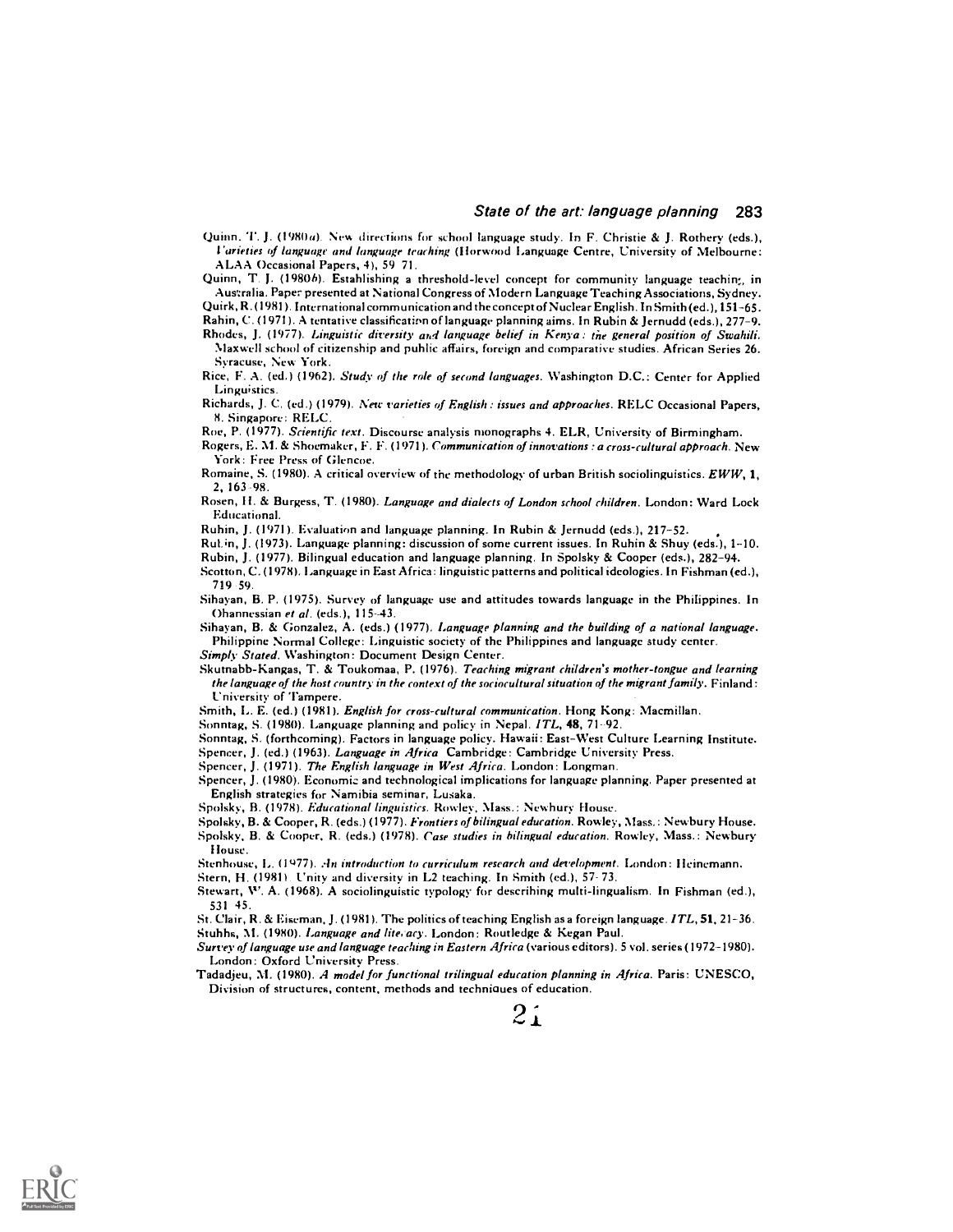Quinn, T. J. (1980*a*). New directions for school language study. In F. Christie & J. Rothery (eds.), *Varieties of language and language teaching* (Horwood Language Centre, University of Melbourne: ALAA Occasional Papers, 4), 59–71.

Quinn, T. J. (1980*b*). Establishing a threshold-level concept for community language teaching in Australia. Paper presented at National Congress of Modern Language Teaching Associations, Sydney.

Quirk, R. (1981). International communication and the concept of Nuclear English. In Smith (ed.), 151–65.

Rahin, C. (1971). A tentative classification of language planning aims. In Rubin & Jernudd (eds.), 277–9.

Rhodes, J. (1977). *Linguistic diversity and language belief in Kenya: the general position of Swahili.* Maxwell school of citizenship and public affairs, foreign and comparative studies. African Series 26. Syracuse, New York.

Rice, F. A. (ed.) (1962). *Study of the role of second languages.* Washington D.C.: Center for Applied Linguistics.

Richards, J. C. (ed.) (1979). *New varieties of English: issues and approaches.* RELC Occasional Papers, 8. Singapore: RELC.

Roe, P. (1977). *Scientific text.* Discourse analysis monographs 4. ELR, University of Birmingham.

Rogers, E. M. & Shoemaker, F. F. (1971). *Communication of innovations: a cross-cultural approach.* New York: Free Press of Glencoe.

Romaine, S. (1980). A critical overview of the methodology of urban British sociolinguistics. *EWW*, **1**, 2, 163–98.

Rosen, H. & Burgess, T. (1980). *Language and dialects of London school children.* London: Ward Lock Educational.

Rubin, J. (1971). Evaluation and language planning. In Rubin & Jernudd (eds.), 217–52.

Rubin, J. (1973). Language planning: discussion of some current issues. In Rubin & Shuy (eds.), 1–10.

Rubin, J. (1977). Bilingual education and language planning. In Spolsky & Cooper (eds.), 282–94.

Scotton, C. (1978). Language in East Africa: linguistic patterns and political ideologies. In Fishman (ed.), 719–59.

Sibayan, B. P. (1975). Survey of language use and attitudes towards language in the Philippines. In Ohannessian *et al.* (eds.), 115–43.

Sibayan, B. & Gonzalez, A. (eds.) (1977). *Language planning and the building of a national language.* Philippine Normal College: Linguistic society of the Philippines and language study center.

*Simply Stated.* Washington: Document Design Center.

Skutnabb-Kangas, T. & Toukomaa, P. (1976). *Teaching migrant children's mother-tongue and learning the language of the host country in the context of the sociocultural situation of the migrant family.* Finland: University of Tampere.

Smith, L. E. (ed.) (1981). *English for cross-cultural communication.* Hong Kong: Macmillan.

Sonntag, S. (1980). Language planning and policy in Nepal. *ITL*, **48**, 71–92.

Sonntag, S. (forthcoming). Factors in language policy. Hawaii: East-West Culture Learning Institute.

Spencer, J. (ed.) (1963). *Language in Africa* Cambridge: Cambridge University Press.

Spencer, J. (1971). *The English language in West Africa.* London: Longman.

Spencer, J. (1980). Economic and technological implications for language planning. Paper presented at English strategies for Namibia seminar, Lusaka.

Spolsky, B. (1978). *Educational linguistics.* Rowley, Mass.: Newbury House.

Spolsky, B. & Cooper, R. (eds.) (1977). *Frontiers of bilingual education.* Rowley, Mass.: Newbury House.

Spolsky, B. & Cooper, R. (eds.) (1978). *Case studies in bilingual education.* Rowley, Mass.: Newbury House.

Stenhouse, L. (1977). *An introduction to curriculum research and development.* London: Heinemann.

Stern, H. (1981). Unity and diversity in L2 teaching. In Smith (ed.), 57–73.

Stewart, W. A. (1968). A sociolinguistic typology for describing multi-lingualism. In Fishman (ed.), 531–45.

St. Clair, R. & Eiseman, J. (1981). The politics of teaching English as a foreign language. *ITL*, **51**, 21–36.

Stubbs, M. (1980). *Language and literacy.* London: Routledge & Kegan Paul.

*Survey of language use and language teaching in Eastern Africa* (various editors). 5 vol. series (1972–1980). London: Oxford University Press.

Tadadjeu, M. (1980). *A model for functional trilingual education planning in Africa.* Paris: UNESCO, Division of structures, content, methods and techniques of education.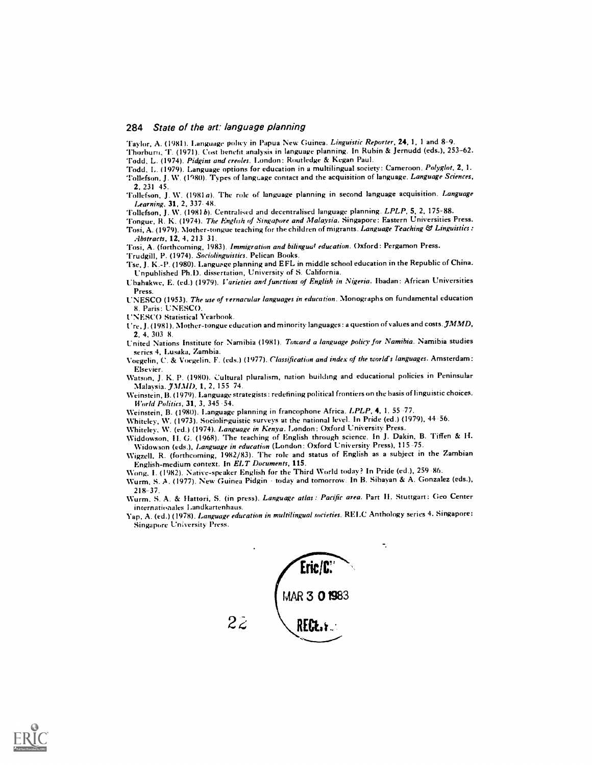Taylor, A. (1981). Language policy in Papua New Guinea. *Linguistic Reporter*, **24**, 1, 1 and 8–9.

Thorburn, T. (1971). Cost benefit analysis in language planning. In Rubin & Jernudd (eds.), 253–62.

Todd, L. (1974). *Pidgins and creoles*. London: Routledge & Kegan Paul.

Todd, L. (1979). Language options for education in a multilingual society: Cameroon. *Polyglot*, **2**, 1.

Tollefson, J. W. (1980). Types of language contact and the acquisition of language. *Language Sciences*, **2**, 231–45.

Tollefson, J. W. (1981*a*). The role of language planning in second language acquisition. *Language Learning*, **31**, 2, 337–48.

Tollefson, J. W. (1981*b*). Centralised and decentralised language planning. *LPLP*, **5**, 2, 175–88.

Tongue, R. K. (1974). *The English of Singapore and Malaysia*. Singapore: Eastern Universities Press.

Tosi, A. (1979). Mother-tongue teaching for the children of migrants. *Language Teaching & Linguistics: Abstracts*, **12**, 4, 213–31.

Tosi, A. (forthcoming, 1983). *Immigration and bilingual education*. Oxford: Pergamon Press.

Trudgill, P. (1974). *Sociolinguistics*. Pelican Books.

Tse, J. K.-P. (1980). Language planning and EFL in middle school education in the Republic of China. Unpublished Ph.D. dissertation, University of S. California.

Ubahakwe, E. (ed.) (1979). *Varieties and functions of English in Nigeria*. Ibadan: African Universities Press.

UNESCO (1953). *The use of vernacular languages in education*. Monographs on fundamental education 8. Paris: UNESCO.

UNESCO Statistical Yearbook.

Ure, J. (1981). Mother-tongue education and minority languages: a question of values and costs. *JMMD*, **2**, 4, 303–8.

United Nations Institute for Namibia (1981). *Toward a language policy for Namibia*. Namibia studies series 4, Lusaka, Zambia.

Voegelin, C. & Voegelin, F. (eds.) (1977). *Classification and index of the world's languages*. Amsterdam: Elsevier.

Watson, J. K. P. (1980). Cultural pluralism, nation building and educational policies in Peninsular Malaysia. *JMMD*, **1**, 2, 155–74.

Weinstein, B. (1979). Language strategists: redefining political frontiers on the basis of linguistic choices. *World Politics*, **31**, 3, 345–54.

Weinstein, B. (1980). Language planning in francophone Africa. *LPLP*, **4**, 1, 55–77.

Whiteley, W. (1973). Sociolinguistic surveys at the national level. In Pride (ed.) (1979), 44–56.

Whiteley, W. (ed.) (1974). *Language in Kenya*. London: Oxford University Press.

Widdowson, H. G. (1968). The teaching of English through science. In J. Dakin, B. Tiffen & H. Widowson (eds.), *Language in education* (London: Oxford University Press), 115–75.

Wigzell, R. (forthcoming, 1982/83). The role and status of English as a subject in the Zambian English-medium context. In *ELT Documents*, **115**.

Wong, I. (1982). Native-speaker English for the Third World today? In Pride (ed.), 259–86.

Wurm, S. A. (1977). New Guinea Pidgin – today and tomorrow. In B. Sibayan & A. Gonzalez (eds.), 218–37.

Wurm, S. A. & Hattori, S. (in press). *Language atlas: Pacific area*. Part II. Stuttgart: Geo Center internationales Landkartenhaus.

Yap, A. (ed.) (1978). *Language education in multilingual societies*. RELC Anthology series 4. Singapore: Singapore University Press.

Eric/C.
MAR 30 1983
REC'D.